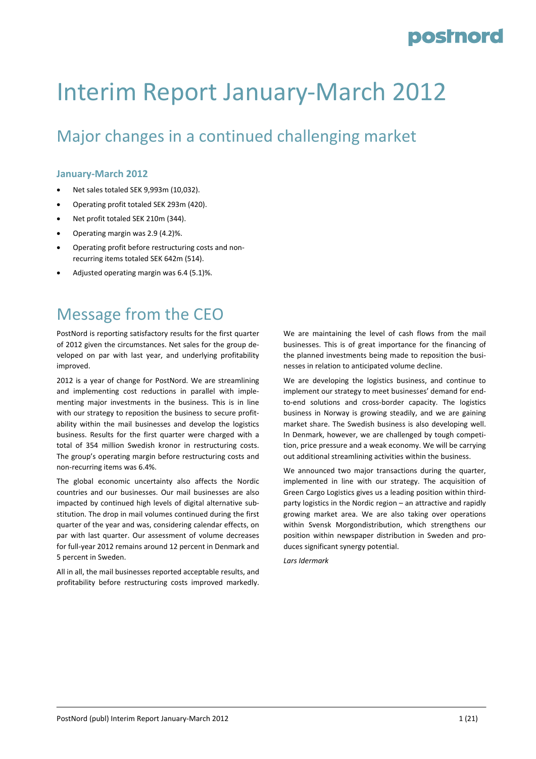# Interim Report January-March 2012

## Major changes in a continued challenging market

### January-March 2012

- Net sales totaled SEK 9,993m (10,032).
- Operating profit totaled SEK 293m (420).
- Net profit totaled SEK 210m (344).
- Operating margin was 2.9 (4.2)%.
- Operating profit before restructuring costs and non-recurring items totaled SEK 642m (514).
- Adjusted operating margin was 6.4 (5.1)%.

## Message from the CEO

PostNord is reporting satisfactory results for the first quarter of 2012 given the circumstances. Net sales for the group developed on par with last year, and underlying profitability improved.

2012 is a year of change for PostNord. We are streamlining and implementing cost reductions in parallel with implementing major investments in the business. This is in line with our strategy to reposition the business to secure profitability within the mail businesses and develop the logistics business. Results for the first quarter were charged with a total of 354 million Swedish kronor in restructuring costs. The group's operating margin before restructuring costs and non-recurring items was 6.4%.

The global economic uncertainty also affects the Nordic countries and our businesses. Our mail businesses are also impacted by continued high levels of digital alternative substitution. The drop in mail volumes continued during the first quarter of the year and was, considering calendar effects, on par with last quarter. Our assessment of volume decreases for full-year 2012 remains around 12 percent in Denmark and 5 percent in Sweden.

All in all, the mail businesses reported acceptable results, and profitability before restructuring costs improved markedly. We are maintaining the level of cash flows from the mail businesses. This is of great importance for the financing of the planned investments being made to reposition the businesses in relation to anticipated volume decline.

We are developing the logistics business, and continue to implement our strategy to meet businesses' demand for end-to-end solutions and cross-border capacity. The logistics business in Norway is growing steadily, and we are gaining market share. The Swedish business is also developing well. In Denmark, however, we are challenged by tough competition, price pressure and a weak economy. We will be carrying out additional streamlining activities within the business.

We announced two major transactions during the quarter, implemented in line with our strategy. The acquisition of Green Cargo Logistics gives us a leading position within third-party logistics in the Nordic region – an attractive and rapidly growing market area. We are also taking over operations within Svensk Morgondistribution, which strengthens our position within newspaper distribution in Sweden and produces significant synergy potential.

*Lars Idermark*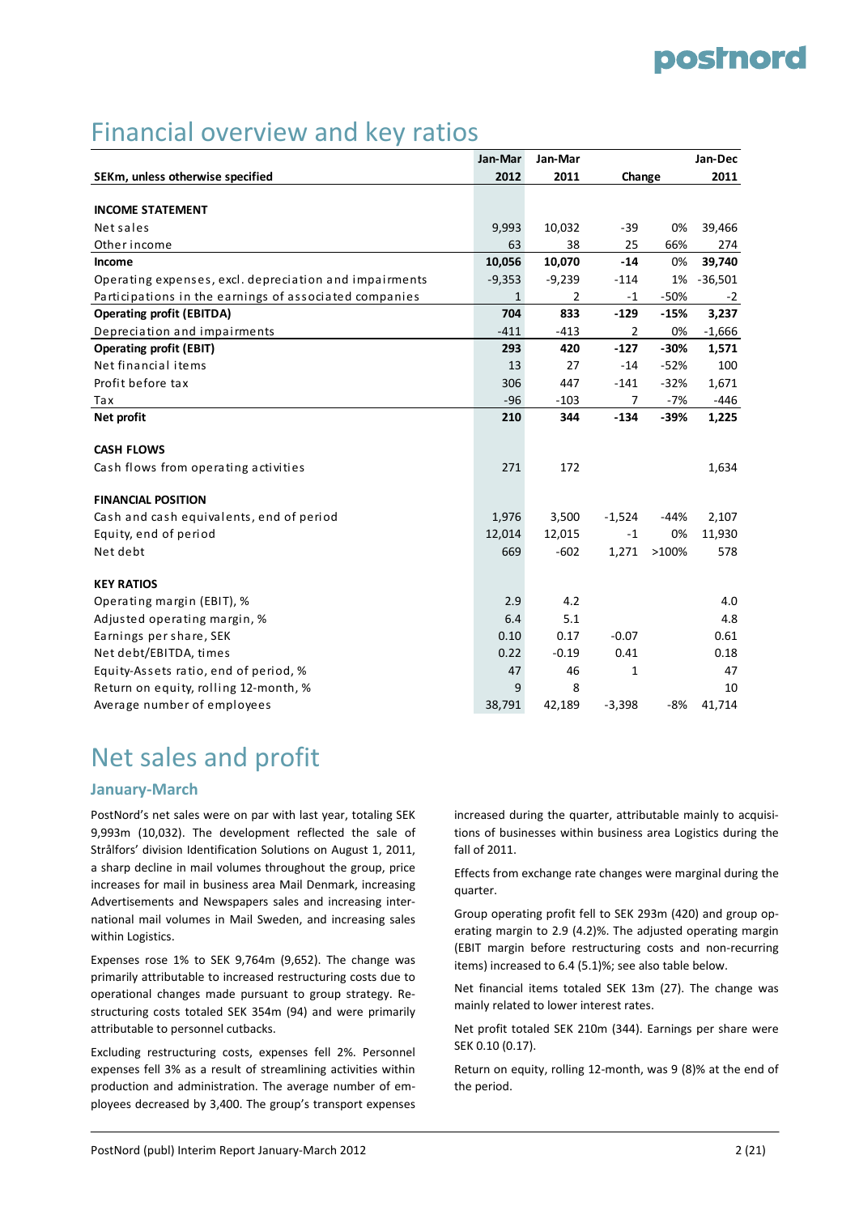# Financial overview and key ratios

| SEKm, unless otherwise specified | Jan-Mar 2012 | Jan-Mar 2011 | Change | | Jan-Dec 2011 |
|---|---|---|---|---|---|
| **INCOME STATEMENT** | | | | | |
| Net sales | 9,993 | 10,032 | -39 | 0% | 39,466 |
| Other income | 63 | 38 | 25 | 66% | 274 |
| **Income** | **10,056** | **10,070** | **-14** | **0%** | **39,740** |
| Operating expenses, excl. depreciation and impairments | -9,353 | -9,239 | -114 | 1% | -36,501 |
| Participations in the earnings of associated companies | 1 | 2 | -1 | -50% | -2 |
| **Operating profit (EBITDA)** | **704** | **833** | **-129** | **-15%** | **3,237** |
| Depreciation and impairments | -411 | -413 | 2 | 0% | -1,666 |
| **Operating profit (EBIT)** | **293** | **420** | **-127** | **-30%** | **1,571** |
| Net financial items | 13 | 27 | -14 | -52% | 100 |
| Profit before tax | 306 | 447 | -141 | -32% | 1,671 |
| Tax | -96 | -103 | 7 | -7% | -446 |
| **Net profit** | **210** | **344** | **-134** | **-39%** | **1,225** |
| **CASH FLOWS** | | | | | |
| Cash flows from operating activities | 271 | 172 | | | 1,634 |
| **FINANCIAL POSITION** | | | | | |
| Cash and cash equivalents, end of period | 1,976 | 3,500 | -1,524 | -44% | 2,107 |
| Equity, end of period | 12,014 | 12,015 | -1 | 0% | 11,930 |
| Net debt | 669 | -602 | 1,271 | >100% | 578 |
| **KEY RATIOS** | | | | | |
| Operating margin (EBIT), % | 2.9 | 4.2 | | | 4.0 |
| Adjusted operating margin, % | 6.4 | 5.1 | | | 4.8 |
| Earnings per share, SEK | 0.10 | 0.17 | -0.07 | | 0.61 |
| Net debt/EBITDA, times | 0.22 | -0.19 | 0.41 | | 0.18 |
| Equity-Assets ratio, end of period, % | 47 | 46 | 1 | | 47 |
| Return on equity, rolling 12-month, % | 9 | 8 | | | 10 |
| Average number of employees | 38,791 | 42,189 | -3,398 | -8% | 41,714 |

# Net sales and profit

## January-March

PostNord's net sales were on par with last year, totaling SEK 9,993m (10,032). The development reflected the sale of Strålfors' division Identification Solutions on August 1, 2011, a sharp decline in mail volumes throughout the group, price increases for mail in business area Mail Denmark, increasing Advertisements and Newspapers sales and increasing international mail volumes in Mail Sweden, and increasing sales within Logistics.

Expenses rose 1% to SEK 9,764m (9,652). The change was primarily attributable to increased restructuring costs due to operational changes made pursuant to group strategy. Restructuring costs totaled SEK 354m (94) and were primarily attributable to personnel cutbacks.

Excluding restructuring costs, expenses fell 2%. Personnel expenses fell 3% as a result of streamlining activities within production and administration. The average number of employees decreased by 3,400. The group's transport expenses increased during the quarter, attributable mainly to acquisitions of businesses within business area Logistics during the fall of 2011.

Effects from exchange rate changes were marginal during the quarter.

Group operating profit fell to SEK 293m (420) and group operating margin to 2.9 (4.2)%. The adjusted operating margin (EBIT margin before restructuring costs and non-recurring items) increased to 6.4 (5.1)%; see also table below.

Net financial items totaled SEK 13m (27). The change was mainly related to lower interest rates.

Net profit totaled SEK 210m (344). Earnings per share were SEK 0.10 (0.17).

Return on equity, rolling 12-month, was 9 (8)% at the end of the period.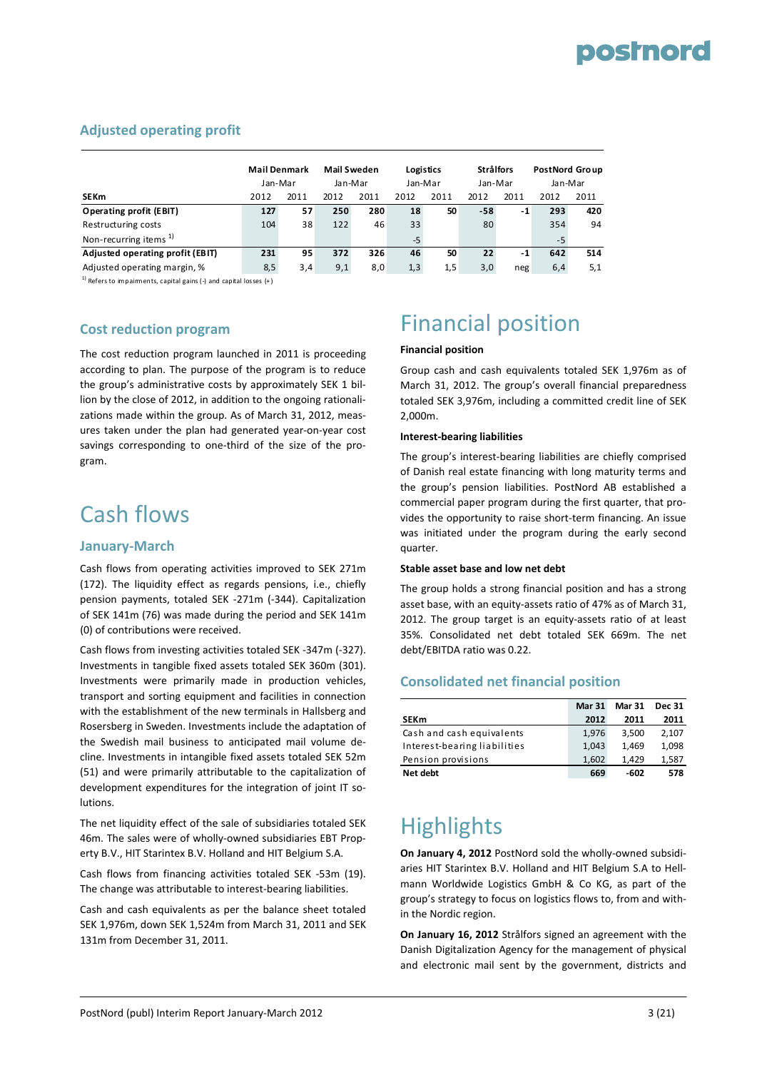## Adjusted operating profit

| | Mail Denmark | | Mail Sweden | | Logistics | | Strålfors | | PostNord Group | |
|---|---|---|---|---|---|---|---|---|---|---|
| | Jan-Mar | | Jan-Mar | | Jan-Mar | | Jan-Mar | | Jan-Mar | |
| **SEKm** | 2012 | 2011 | 2012 | 2011 | 2012 | 2011 | 2012 | 2011 | 2012 | 2011 |
| **Operating profit (EBIT)** | **127** | **57** | **250** | **280** | **18** | **50** | **-58** | **-1** | **293** | **420** |
| Restructuring costs | 104 | 38 | 122 | 46 | 33 | | 80 | | 354 | 94 |
| Non-recurring items [1)] | | | | | -5 | | | | -5 | |
| **Adjusted operating profit (EBIT)** | **231** | **95** | **372** | **326** | **46** | **50** | **22** | **-1** | **642** | **514** |
| Adjusted operating margin, % | 8,5 | 3,4 | 9,1 | 8,0 | 1,3 | 1,5 | 3,0 | neg | 6,4 | 5,1 |

[1)] Refers to impairments, capital gains (-) and capital losses (+)

## Cost reduction program

The cost reduction program launched in 2011 is proceeding according to plan. The purpose of the program is to reduce the group's administrative costs by approximately SEK 1 billion by the close of 2012, in addition to the ongoing rationalizations made within the group. As of March 31, 2012, measures taken under the plan had generated year-on-year cost savings corresponding to one-third of the size of the program.

# Cash flows

## January-March

Cash flows from operating activities improved to SEK 271m (172). The liquidity effect as regards pensions, i.e., chiefly pension payments, totaled SEK -271m (-344). Capitalization of SEK 141m (76) was made during the period and SEK 141m (0) of contributions were received.

Cash flows from investing activities totaled SEK -347m (-327). Investments in tangible fixed assets totaled SEK 360m (301). Investments were primarily made in production vehicles, transport and sorting equipment and facilities in connection with the establishment of the new terminals in Hallsberg and Rosersberg in Sweden. Investments include the adaptation of the Swedish mail business to anticipated mail volume decline. Investments in intangible fixed assets totaled SEK 52m (51) and were primarily attributable to the capitalization of development expenditures for the integration of joint IT solutions.

The net liquidity effect of the sale of subsidiaries totaled SEK 46m. The sales were of wholly-owned subsidiaries EBT Property B.V., HIT Starintex B.V. Holland and HIT Belgium S.A.

Cash flows from financing activities totaled SEK -53m (19). The change was attributable to interest-bearing liabilities.

Cash and cash equivalents as per the balance sheet totaled SEK 1,976m, down SEK 1,524m from March 31, 2011 and SEK 131m from December 31, 2011.

# Financial position

**Financial position**

Group cash and cash equivalents totaled SEK 1,976m as of March 31, 2012. The group's overall financial preparedness totaled SEK 3,976m, including a committed credit line of SEK 2,000m.

**Interest-bearing liabilities**

The group's interest-bearing liabilities are chiefly comprised of Danish real estate financing with long maturity terms and the group's pension liabilities. PostNord AB established a commercial paper program during the first quarter, that provides the opportunity to raise short-term financing. An issue was initiated under the program during the early second quarter.

**Stable asset base and low net debt**

The group holds a strong financial position and has a strong asset base, with an equity-assets ratio of 47% as of March 31, 2012. The group target is an equity-assets ratio of at least 35%. Consolidated net debt totaled SEK 669m. The net debt/EBITDA ratio was 0.22.

## Consolidated net financial position

| **SEKm** | **Mar 31 2012** | **Mar 31 2011** | **Dec 31 2011** |
|---|---|---|---|
| Cash and cash equivalents | 1,976 | 3,500 | 2,107 |
| Interest-bearing liabilities | 1,043 | 1,469 | 1,098 |
| Pension provisions | 1,602 | 1,429 | 1,587 |
| **Net debt** | **669** | **-602** | **578** |

# Highlights

**On January 4, 2012** PostNord sold the wholly-owned subsidiaries HIT Starintex B.V. Holland and HIT Belgium S.A to Hellmann Worldwide Logistics GmbH & Co KG, as part of the group's strategy to focus on logistics flows to, from and within the Nordic region.

**On January 16, 2012** Strålfors signed an agreement with the Danish Digitalization Agency for the management of physical and electronic mail sent by the government, districts and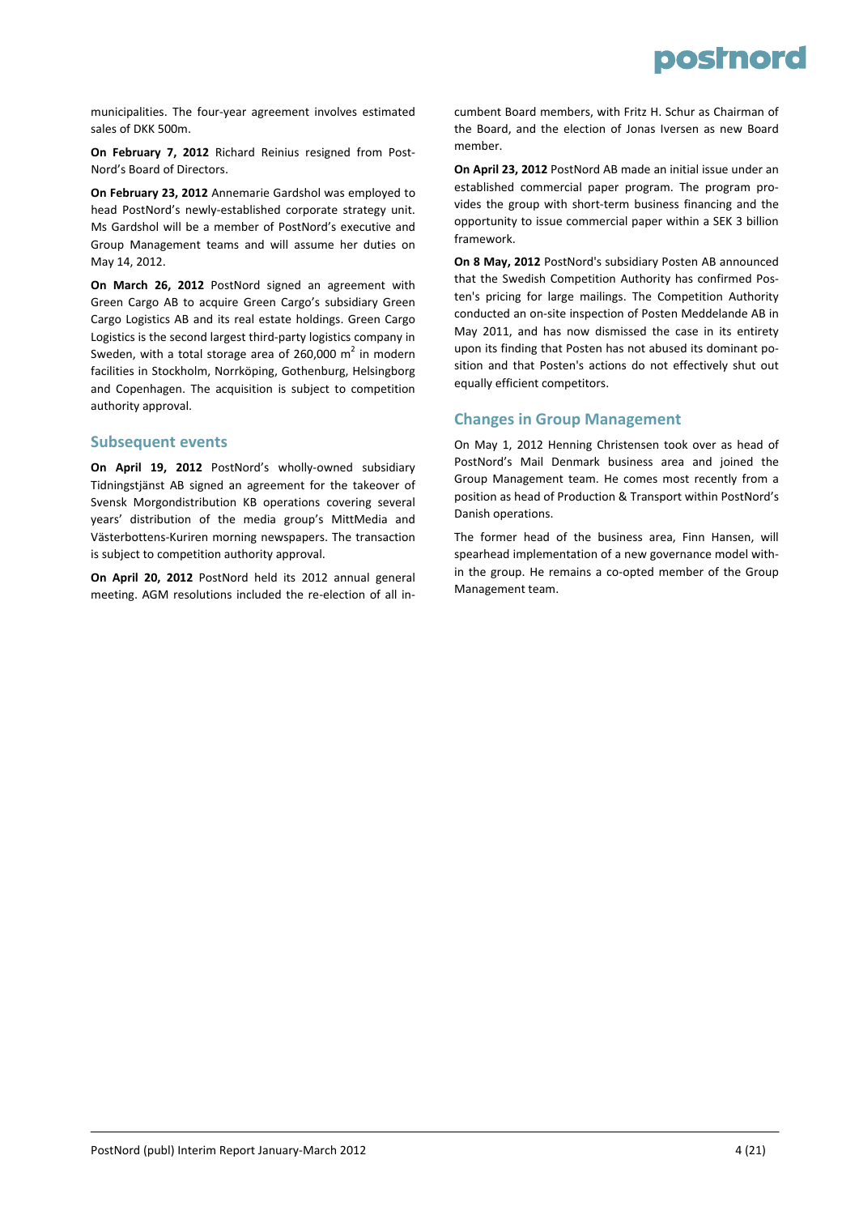municipalities. The four-year agreement involves estimated sales of DKK 500m.

**On February 7, 2012** Richard Reinius resigned from PostNord's Board of Directors.

**On February 23, 2012** Annemarie Gardshol was employed to head PostNord's newly-established corporate strategy unit. Ms Gardshol will be a member of PostNord's executive and Group Management teams and will assume her duties on May 14, 2012.

**On March 26, 2012** PostNord signed an agreement with Green Cargo AB to acquire Green Cargo's subsidiary Green Cargo Logistics AB and its real estate holdings. Green Cargo Logistics is the second largest third-party logistics company in Sweden, with a total storage area of 260,000 $m^2$ in modern facilities in Stockholm, Norrköping, Gothenburg, Helsingborg and Copenhagen. The acquisition is subject to competition authority approval.

## Subsequent events

**On April 19, 2012** PostNord's wholly-owned subsidiary Tidningstjänst AB signed an agreement for the takeover of Svensk Morgondistribution KB operations covering several years' distribution of the media group's MittMedia and Västerbottens-Kuriren morning newspapers. The transaction is subject to competition authority approval.

**On April 20, 2012** PostNord held its 2012 annual general meeting. AGM resolutions included the re-election of all incumbent Board members, with Fritz H. Schur as Chairman of the Board, and the election of Jonas Iversen as new Board member.

**On April 23, 2012** PostNord AB made an initial issue under an established commercial paper program. The program provides the group with short-term business financing and the opportunity to issue commercial paper within a SEK 3 billion framework.

**On 8 May, 2012** PostNord's subsidiary Posten AB announced that the Swedish Competition Authority has confirmed Posten's pricing for large mailings. The Competition Authority conducted an on-site inspection of Posten Meddelande AB in May 2011, and has now dismissed the case in its entirety upon its finding that Posten has not abused its dominant position and that Posten's actions do not effectively shut out equally efficient competitors.

## Changes in Group Management

On May 1, 2012 Henning Christensen took over as head of PostNord's Mail Denmark business area and joined the Group Management team. He comes most recently from a position as head of Production & Transport within PostNord's Danish operations.

The former head of the business area, Finn Hansen, will spearhead implementation of a new governance model within the group. He remains a co-opted member of the Group Management team.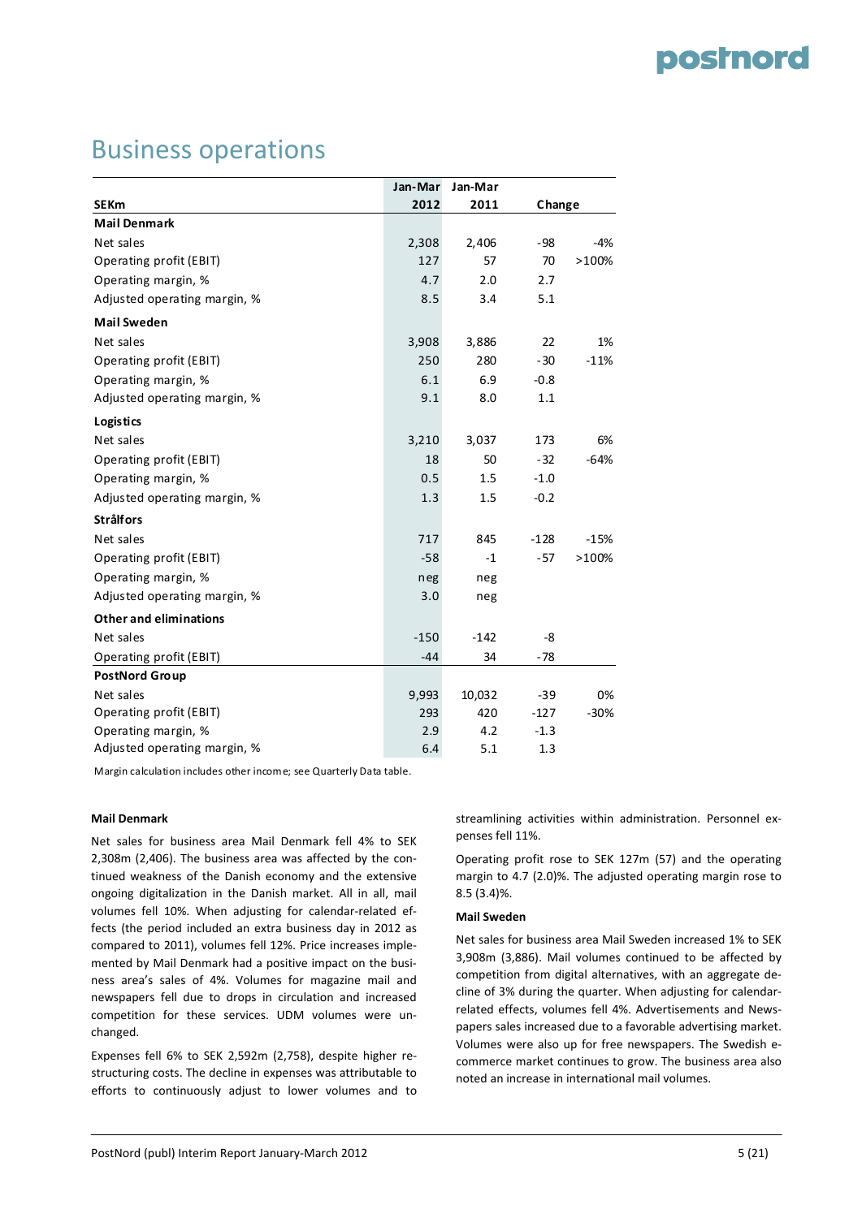# Business operations

| SEKm | Jan-Mar 2012 | Jan-Mar 2011 | Change | |
|---|---|---|---|---|
| **Mail Denmark** | | | | |
| Net sales | 2,308 | 2,406 | -98 | -4% |
| Operating profit (EBIT) | 127 | 57 | 70 | >100% |
| Operating margin, % | 4.7 | 2.0 | 2.7 | |
| Adjusted operating margin, % | 8.5 | 3.4 | 5.1 | |
| **Mail Sweden** | | | | |
| Net sales | 3,908 | 3,886 | 22 | 1% |
| Operating profit (EBIT) | 250 | 280 | -30 | -11% |
| Operating margin, % | 6.1 | 6.9 | -0.8 | |
| Adjusted operating margin, % | 9.1 | 8.0 | 1.1 | |
| **Logistics** | | | | |
| Net sales | 3,210 | 3,037 | 173 | 6% |
| Operating profit (EBIT) | 18 | 50 | -32 | -64% |
| Operating margin, % | 0.5 | 1.5 | -1.0 | |
| Adjusted operating margin, % | 1.3 | 1.5 | -0.2 | |
| **Strålfors** | | | | |
| Net sales | 717 | 845 | -128 | -15% |
| Operating profit (EBIT) | -58 | -1 | -57 | >100% |
| Operating margin, % | neg | neg | | |
| Adjusted operating margin, % | 3.0 | neg | | |
| **Other and eliminations** | | | | |
| Net sales | -150 | -142 | -8 | |
| Operating profit (EBIT) | -44 | 34 | -78 | |
| **PostNord Group** | | | | |
| Net sales | 9,993 | 10,032 | -39 | 0% |
| Operating profit (EBIT) | 293 | 420 | -127 | -30% |
| Operating margin, % | 2.9 | 4.2 | -1.3 | |
| Adjusted operating margin, % | 6.4 | 5.1 | 1.3 | |

Margin calculation includes other income; see Quarterly Data table.

#### Mail Denmark

Net sales for business area Mail Denmark fell 4% to SEK 2,308m (2,406). The business area was affected by the continued weakness of the Danish economy and the extensive ongoing digitalization in the Danish market. All in all, mail volumes fell 10%. When adjusting for calendar-related effects (the period included an extra business day in 2012 as compared to 2011), volumes fell 12%. Price increases implemented by Mail Denmark had a positive impact on the business area's sales of 4%. Volumes for magazine mail and newspapers fell due to drops in circulation and increased competition for these services. UDM volumes were unchanged.

Expenses fell 6% to SEK 2,592m (2,758), despite higher restructuring costs. The decline in expenses was attributable to efforts to continuously adjust to lower volumes and to streamlining activities within administration. Personnel expenses fell 11%.

Operating profit rose to SEK 127m (57) and the operating margin to 4.7 (2.0)%. The adjusted operating margin rose to 8.5 (3.4)%.

#### Mail Sweden

Net sales for business area Mail Sweden increased 1% to SEK 3,908m (3,886). Mail volumes continued to be affected by competition from digital alternatives, with an aggregate decline of 3% during the quarter. When adjusting for calendar-related effects, volumes fell 4%. Advertisements and Newspapers sales increased due to a favorable advertising market. Volumes were also up for free newspapers. The Swedish e-commerce market continues to grow. The business area also noted an increase in international mail volumes.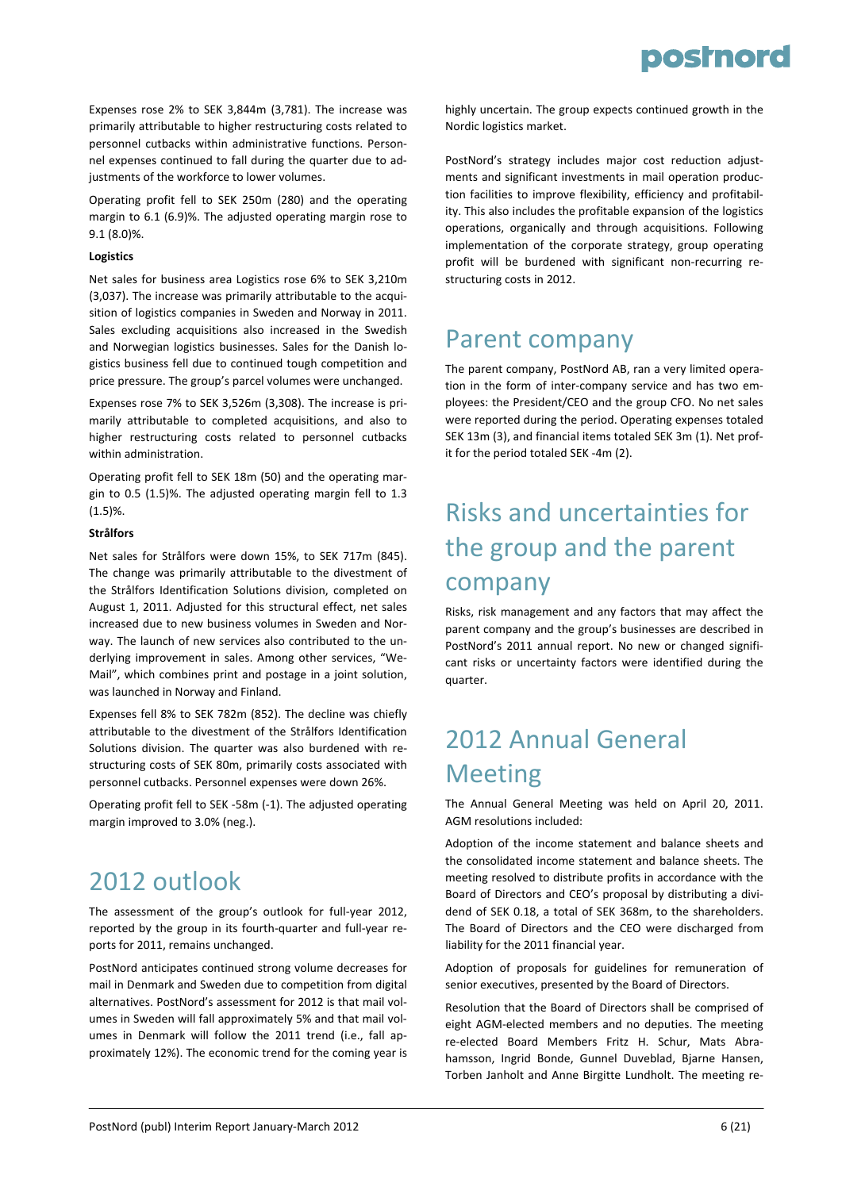Expenses rose 2% to SEK 3,844m (3,781). The increase was primarily attributable to higher restructuring costs related to personnel cutbacks within administrative functions. Personnel expenses continued to fall during the quarter due to adjustments of the workforce to lower volumes.

Operating profit fell to SEK 250m (280) and the operating margin to 6.1 (6.9)%. The adjusted operating margin rose to 9.1 (8.0)%.

**Logistics**

Net sales for business area Logistics rose 6% to SEK 3,210m (3,037). The increase was primarily attributable to the acquisition of logistics companies in Sweden and Norway in 2011. Sales excluding acquisitions also increased in the Swedish and Norwegian logistics businesses. Sales for the Danish logistics business fell due to continued tough competition and price pressure. The group's parcel volumes were unchanged.

Expenses rose 7% to SEK 3,526m (3,308). The increase is primarily attributable to completed acquisitions, and also to higher restructuring costs related to personnel cutbacks within administration.

Operating profit fell to SEK 18m (50) and the operating margin to 0.5 (1.5)%. The adjusted operating margin fell to 1.3 (1.5)%.

**Strålfors**

Net sales for Strålfors were down 15%, to SEK 717m (845). The change was primarily attributable to the divestment of the Strålfors Identification Solutions division, completed on August 1, 2011. Adjusted for this structural effect, net sales increased due to new business volumes in Sweden and Norway. The launch of new services also contributed to the underlying improvement in sales. Among other services, "We-Mail", which combines print and postage in a joint solution, was launched in Norway and Finland.

Expenses fell 8% to SEK 782m (852). The decline was chiefly attributable to the divestment of the Strålfors Identification Solutions division. The quarter was also burdened with restructuring costs of SEK 80m, primarily costs associated with personnel cutbacks. Personnel expenses were down 26%.

Operating profit fell to SEK -58m (-1). The adjusted operating margin improved to 3.0% (neg.).

# 2012 outlook

The assessment of the group's outlook for full-year 2012, reported by the group in its fourth-quarter and full-year reports for 2011, remains unchanged.

PostNord anticipates continued strong volume decreases for mail in Denmark and Sweden due to competition from digital alternatives. PostNord's assessment for 2012 is that mail volumes in Sweden will fall approximately 5% and that mail volumes in Denmark will follow the 2011 trend (i.e., fall approximately 12%). The economic trend for the coming year is highly uncertain. The group expects continued growth in the Nordic logistics market.

PostNord's strategy includes major cost reduction adjustments and significant investments in mail operation production facilities to improve flexibility, efficiency and profitability. This also includes the profitable expansion of the logistics operations, organically and through acquisitions. Following implementation of the corporate strategy, group operating profit will be burdened with significant non-recurring restructuring costs in 2012.

# Parent company

The parent company, PostNord AB, ran a very limited operation in the form of inter-company service and has two employees: the President/CEO and the group CFO. No net sales were reported during the period. Operating expenses totaled SEK 13m (3), and financial items totaled SEK 3m (1). Net profit for the period totaled SEK -4m (2).

# Risks and uncertainties for the group and the parent company

Risks, risk management and any factors that may affect the parent company and the group's businesses are described in PostNord's 2011 annual report. No new or changed significant risks or uncertainty factors were identified during the quarter.

# 2012 Annual General Meeting

The Annual General Meeting was held on April 20, 2011. AGM resolutions included:

Adoption of the income statement and balance sheets and the consolidated income statement and balance sheets. The meeting resolved to distribute profits in accordance with the Board of Directors and CEO's proposal by distributing a dividend of SEK 0.18, a total of SEK 368m, to the shareholders. The Board of Directors and the CEO were discharged from liability for the 2011 financial year.

Adoption of proposals for guidelines for remuneration of senior executives, presented by the Board of Directors.

Resolution that the Board of Directors shall be comprised of eight AGM-elected members and no deputies. The meeting re-elected Board Members Fritz H. Schur, Mats Abrahamsson, Ingrid Bonde, Gunnel Duveblad, Bjarne Hansen, Torben Janholt and Anne Birgitte Lundholt. The meeting re-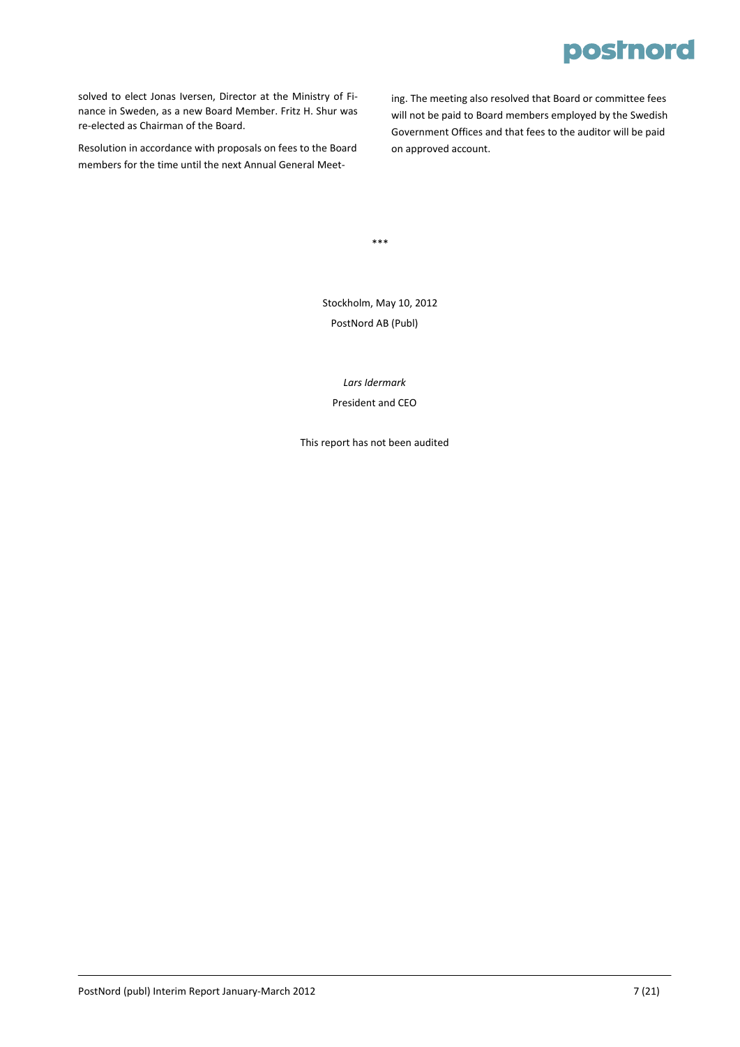solved to elect Jonas Iversen, Director at the Ministry of Finance in Sweden, as a new Board Member. Fritz H. Shur was re-elected as Chairman of the Board.

Resolution in accordance with proposals on fees to the Board members for the time until the next Annual General Meeting. The meeting also resolved that Board or committee fees will not be paid to Board members employed by the Swedish Government Offices and that fees to the auditor will be paid on approved account.

***

Stockholm, May 10, 2012

PostNord AB (Publ)

*Lars Idermark*

President and CEO

This report has not been audited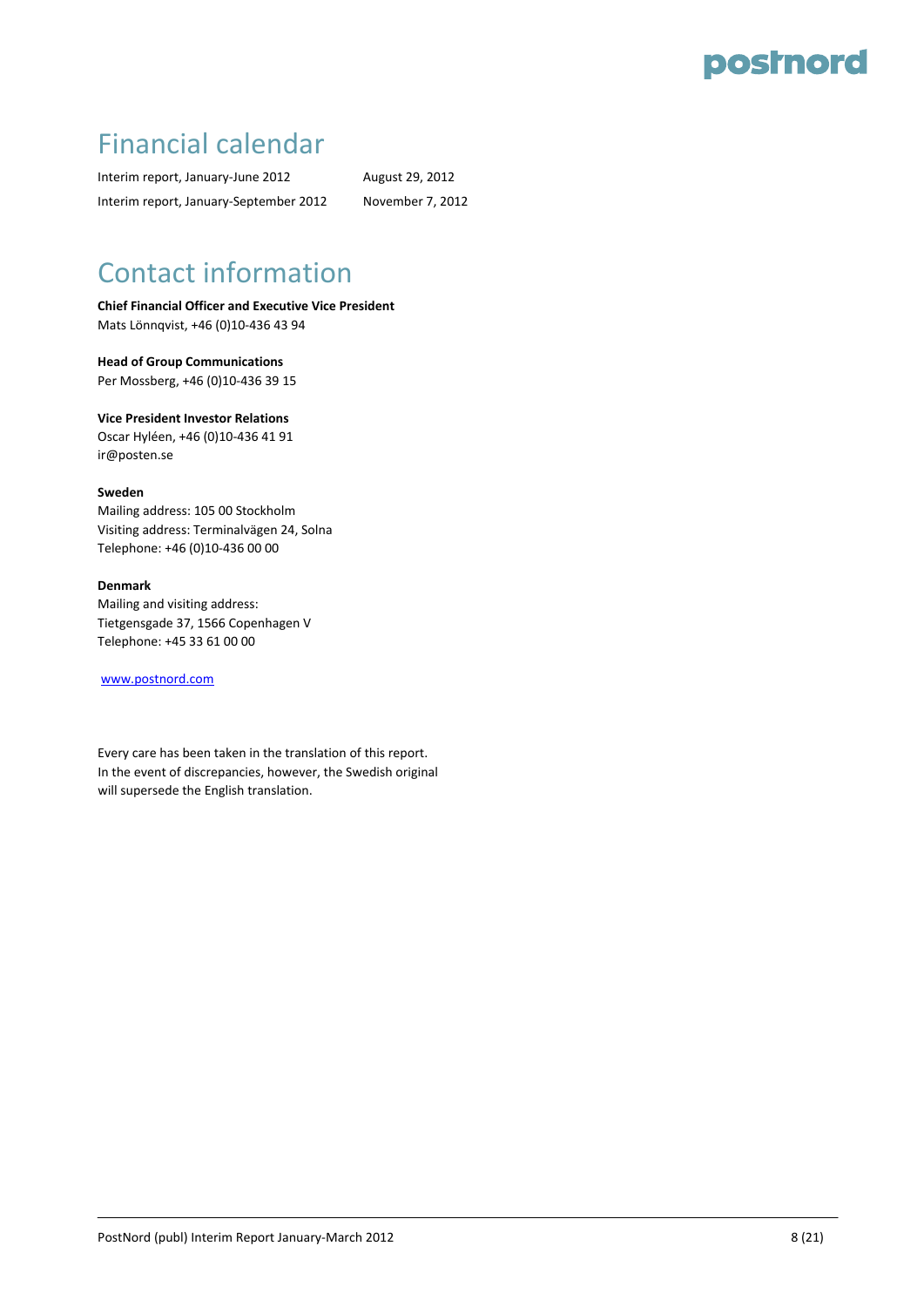# Financial calendar

| | |
|---|---|
| Interim report, January-June 2012 | August 29, 2012 |
| Interim report, January-September 2012 | November 7, 2012 |

# Contact information

**Chief Financial Officer and Executive Vice President**
Mats Lönnqvist, +46 (0)10-436 43 94

**Head of Group Communications**
Per Mossberg, +46 (0)10-436 39 15

**Vice President Investor Relations**
Oscar Hyléen, +46 (0)10-436 41 91
ir@posten.se

**Sweden**
Mailing address: 105 00 Stockholm
Visiting address: Terminalvägen 24, Solna
Telephone: +46 (0)10-436 00 00

**Denmark**
Mailing and visiting address:
Tietgensgade 37, 1566 Copenhagen V
Telephone: +45 33 61 00 00

www.postnord.com

Every care has been taken in the translation of this report.
In the event of discrepancies, however, the Swedish original
will supersede the English translation.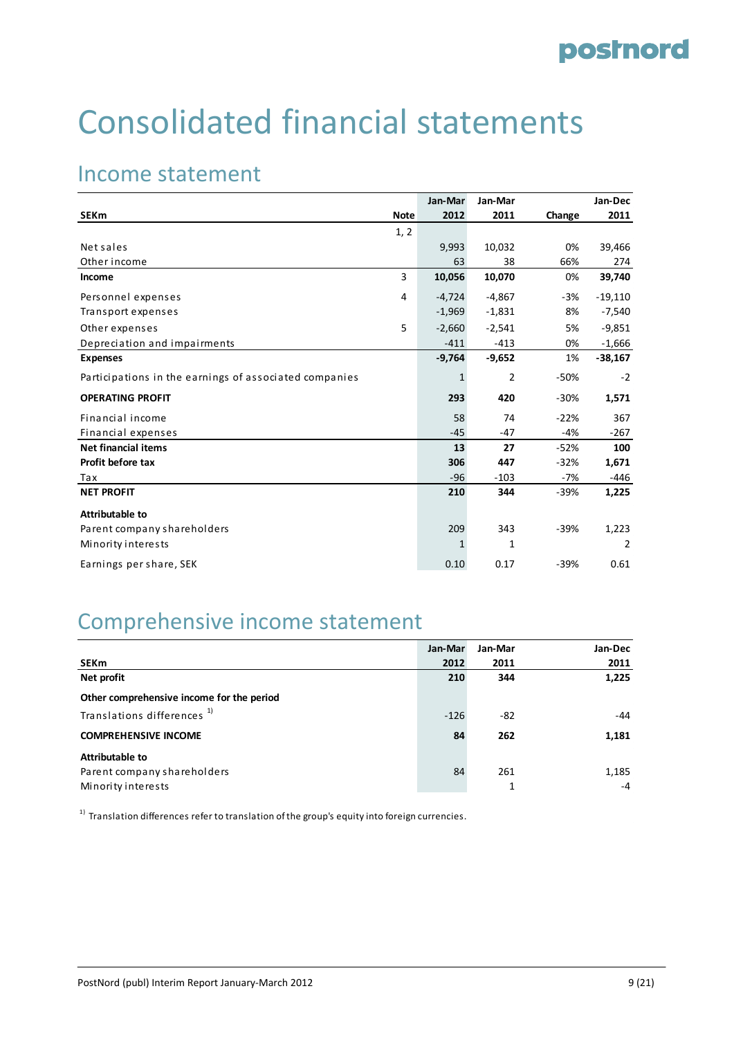# Consolidated financial statements

## Income statement

| SEKm | Note | Jan-Mar 2012 | Jan-Mar 2011 | Change | Jan-Dec 2011 |
|---|---|---|---|---|---|
| | 1, 2 | | | | |
| Net sales | | 9,993 | 10,032 | 0% | 39,466 |
| Other income | | 63 | 38 | 66% | 274 |
| **Income** | 3 | **10,056** | **10,070** | 0% | **39,740** |
| Personnel expenses | 4 | -4,724 | -4,867 | -3% | -19,110 |
| Transport expenses | | -1,969 | -1,831 | 8% | -7,540 |
| Other expenses | 5 | -2,660 | -2,541 | 5% | -9,851 |
| Depreciation and impairments | | -411 | -413 | 0% | -1,666 |
| **Expenses** | | **-9,764** | **-9,652** | 1% | **-38,167** |
| Participations in the earnings of associated companies | | 1 | 2 | -50% | -2 |
| **OPERATING PROFIT** | | **293** | **420** | -30% | **1,571** |
| Financial income | | 58 | 74 | -22% | 367 |
| Financial expenses | | -45 | -47 | -4% | -267 |
| **Net financial items** | | **13** | **27** | -52% | **100** |
| **Profit before tax** | | **306** | **447** | -32% | **1,671** |
| Tax | | -96 | -103 | -7% | -446 |
| **NET PROFIT** | | **210** | **344** | -39% | **1,225** |
| **Attributable to** | | | | | |
| Parent company shareholders | | 209 | 343 | -39% | 1,223 |
| Minority interests | | 1 | 1 | | 2 |
| Earnings per share, SEK | | 0.10 | 0.17 | -39% | 0.61 |

## Comprehensive income statement

| SEKm | Jan-Mar 2012 | Jan-Mar 2011 | Jan-Dec 2011 |
|---|---|---|---|
| **Net profit** | **210** | **344** | **1,225** |
| **Other comprehensive income for the period** | | | |
| Translations differences [1] | -126 | -82 | -44 |
| **COMPREHENSIVE INCOME** | **84** | **262** | **1,181** |
| **Attributable to** | | | |
| Parent company shareholders | 84 | 261 | 1,185 |
| Minority interests | | 1 | -4 |

[1] Translation differences refer to translation of the group's equity into foreign currencies.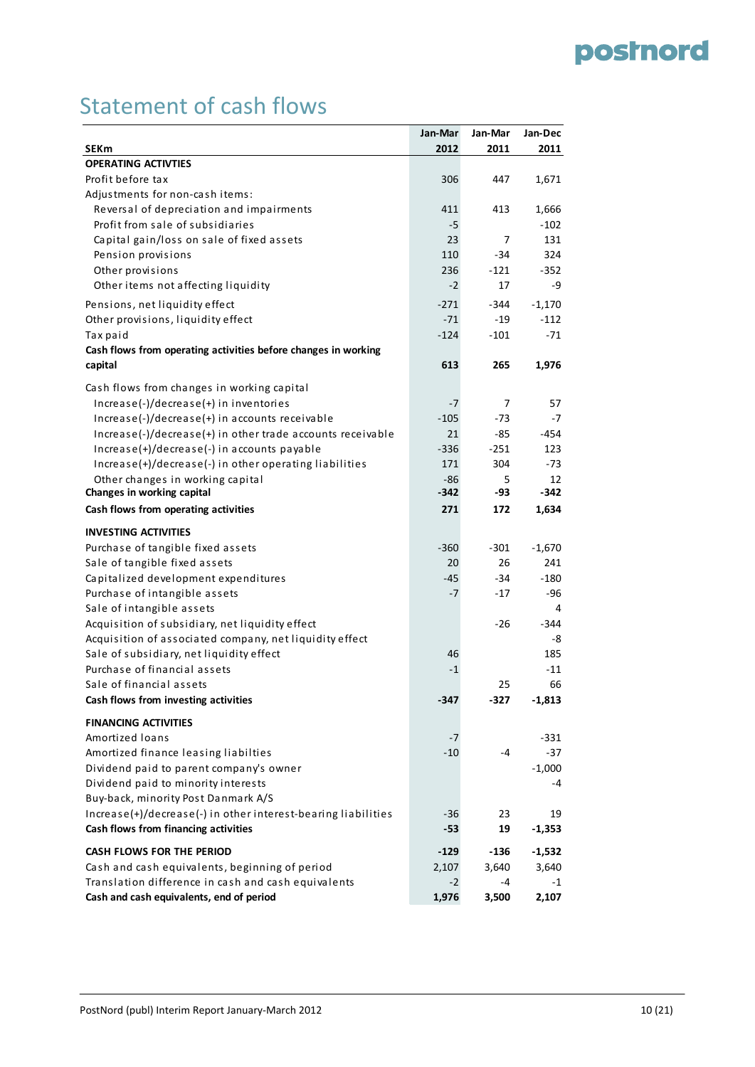# Statement of cash flows

| SEKm | Jan-Mar 2012 | Jan-Mar 2011 | Jan-Dec 2011 |
|---|---|---|---|
| **OPERATING ACTIVTIES** | | | |
| Profit before tax | 306 | 447 | 1,671 |
| Adjustments for non-cash items: | | | |
| Reversal of depreciation and impairments | 411 | 413 | 1,666 |
| Profit from sale of subsidiaries | -5 | | -102 |
| Capital gain/loss on sale of fixed assets | 23 | 7 | 131 |
| Pension provisions | 110 | -34 | 324 |
| Other provisions | 236 | -121 | -352 |
| Other items not affecting liquidity | -2 | 17 | -9 |
| Pensions, net liquidity effect | -271 | -344 | -1,170 |
| Other provisions, liquidity effect | -71 | -19 | -112 |
| Tax paid | -124 | -101 | -71 |
| **Cash flows from operating activities before changes in working capital** | **613** | **265** | **1,976** |
| Cash flows from changes in working capital | | | |
| Increase(-)/decrease(+) in inventories | -7 | 7 | 57 |
| Increase(-)/decrease(+) in accounts receivable | -105 | -73 | -7 |
| Increase(-)/decrease(+) in other trade accounts receivable | 21 | -85 | -454 |
| Increase(+)/decrease(-) in accounts payable | -336 | -251 | 123 |
| Increase(+)/decrease(-) in other operating liabilities | 171 | 304 | -73 |
| Other changes in working capital | -86 | 5 | 12 |
| **Changes in working capital** | **-342** | **-93** | **-342** |
| **Cash flows from operating activities** | **271** | **172** | **1,634** |
| **INVESTING ACTIVITIES** | | | |
| Purchase of tangible fixed assets | -360 | -301 | -1,670 |
| Sale of tangible fixed assets | 20 | 26 | 241 |
| Capitalized development expenditures | -45 | -34 | -180 |
| Purchase of intangible assets | -7 | -17 | -96 |
| Sale of intangible assets | | | 4 |
| Acquisition of subsidiary, net liquidity effect | | -26 | -344 |
| Acquisition of associated company, net liquidity effect | | | -8 |
| Sale of subsidiary, net liquidity effect | 46 | | 185 |
| Purchase of financial assets | -1 | | -11 |
| Sale of financial assets | | 25 | 66 |
| **Cash flows from investing activities** | **-347** | **-327** | **-1,813** |
| **FINANCING ACTIVITIES** | | | |
| Amortized loans | -7 | | -331 |
| Amortized finance leasing liabilties | -10 | -4 | -37 |
| Dividend paid to parent company's owner | | | -1,000 |
| Dividend paid to minority interests | | | -4 |
| Buy-back, minority Post Danmark A/S | | | |
| Increase(+)/decrease(-) in other interest-bearing liabilities | -36 | 23 | 19 |
| **Cash flows from financing activities** | **-53** | **19** | **-1,353** |
| **CASH FLOWS FOR THE PERIOD** | **-129** | **-136** | **-1,532** |
| Cash and cash equivalents, beginning of period | 2,107 | 3,640 | 3,640 |
| Translation difference in cash and cash equivalents | -2 | -4 | -1 |
| **Cash and cash equivalents, end of period** | **1,976** | **3,500** | **2,107** |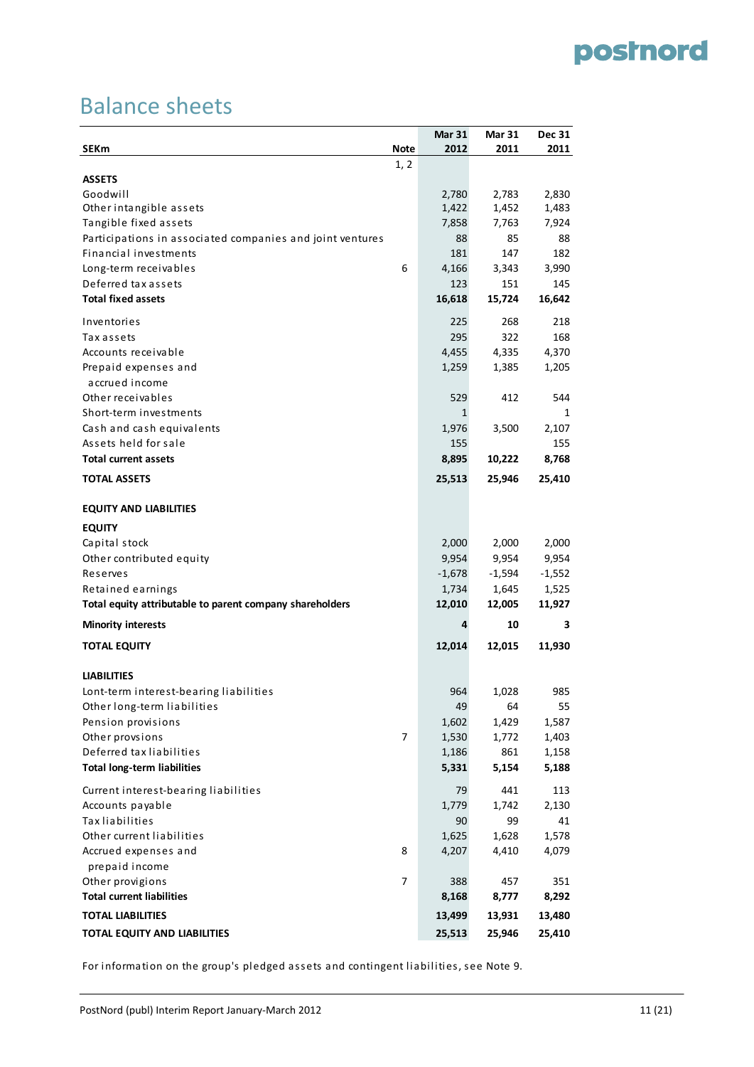# Balance sheets

| SEKm | Note | Mar 31 2012 | Mar 31 2011 | Dec 31 2011 |
|---|---|---|---|---|
| | 1, 2 | | | |
| **ASSETS** | | | | |
| Goodwill | | 2,780 | 2,783 | 2,830 |
| Other intangible assets | | 1,422 | 1,452 | 1,483 |
| Tangible fixed assets | | 7,858 | 7,763 | 7,924 |
| Participations in associated companies and joint ventures | | 88 | 85 | 88 |
| Financial investments | | 181 | 147 | 182 |
| Long-term receivables | 6 | 4,166 | 3,343 | 3,990 |
| Deferred tax assets | | 123 | 151 | 145 |
| **Total fixed assets** | | **16,618** | **15,724** | **16,642** |
| Inventories | | 225 | 268 | 218 |
| Tax assets | | 295 | 322 | 168 |
| Accounts receivable | | 4,455 | 4,335 | 4,370 |
| Prepaid expenses and accrued income | | 1,259 | 1,385 | 1,205 |
| Other receivables | | 529 | 412 | 544 |
| Short-term investments | | 1 | | 1 |
| Cash and cash equivalents | | 1,976 | 3,500 | 2,107 |
| Assets held for sale | | 155 | | 155 |
| **Total current assets** | | **8,895** | **10,222** | **8,768** |
| **TOTAL ASSETS** | | **25,513** | **25,946** | **25,410** |
| **EQUITY AND LIABILITIES** | | | | |
| **EQUITY** | | | | |
| Capital stock | | 2,000 | 2,000 | 2,000 |
| Other contributed equity | | 9,954 | 9,954 | 9,954 |
| Reserves | | -1,678 | -1,594 | -1,552 |
| Retained earnings | | 1,734 | 1,645 | 1,525 |
| **Total equity attributable to parent company shareholders** | | **12,010** | **12,005** | **11,927** |
| **Minority interests** | | **4** | **10** | **3** |
| **TOTAL EQUITY** | | **12,014** | **12,015** | **11,930** |
| **LIABILITIES** | | | | |
| Lont-term interest-bearing liabilities | | 964 | 1,028 | 985 |
| Other long-term liabilities | | 49 | 64 | 55 |
| Pension provisions | | 1,602 | 1,429 | 1,587 |
| Other provsions | 7 | 1,530 | 1,772 | 1,403 |
| Deferred tax liabilities | | 1,186 | 861 | 1,158 |
| **Total long-term liabilities** | | **5,331** | **5,154** | **5,188** |
| Current interest-bearing liabilities | | 79 | 441 | 113 |
| Accounts payable | | 1,779 | 1,742 | 2,130 |
| Tax liabilities | | 90 | 99 | 41 |
| Other current liabilities | | 1,625 | 1,628 | 1,578 |
| Accrued expenses and prepaid income | 8 | 4,207 | 4,410 | 4,079 |
| Other provigions | 7 | 388 | 457 | 351 |
| **Total current liabilities** | | **8,168** | **8,777** | **8,292** |
| **TOTAL LIABILITIES** | | **13,499** | **13,931** | **13,480** |
| **TOTAL EQUITY AND LIABILITIES** | | **25,513** | **25,946** | **25,410** |

For information on the group's pledged assets and contingent liabilities, see Note 9.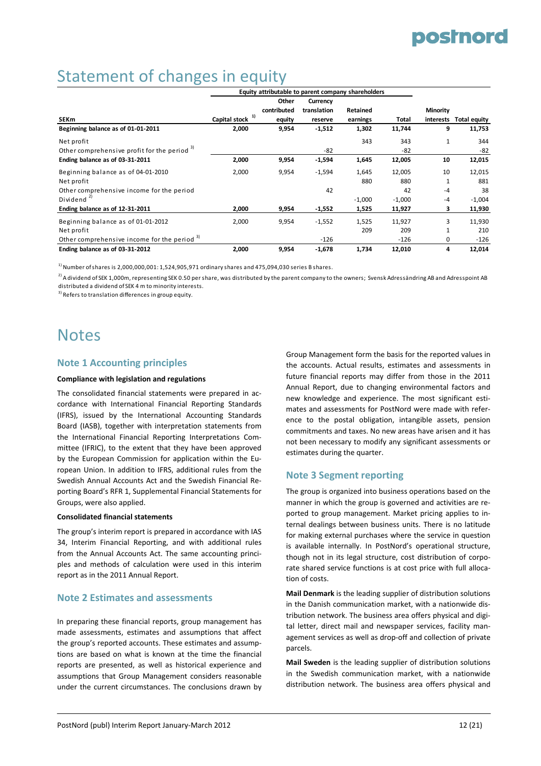# Statement of changes in equity

| SEKm | Capital stock [1] | Other contributed equity | Currency translation reserve | Retained earnings | Total | Minority interests | Total equity |
|---|---|---|---|---|---|---|---|
| | Equity attributable to parent company shareholders | | | | | | |
| **Beginning balance as of 01-01-2011** | **2,000** | **9,954** | **-1,512** | **1,302** | **11,744** | **9** | **11,753** |
| Net profit | | | | 343 | 343 | 1 | 344 |
| Other comprehensive profit for the period [3] | | | -82 | | -82 | | -82 |
| **Ending balance as of 03-31-2011** | **2,000** | **9,954** | **-1,594** | **1,645** | **12,005** | **10** | **12,015** |
| Beginning balance as of 04-01-2010 | 2,000 | 9,954 | -1,594 | 1,645 | 12,005 | 10 | 12,015 |
| Net profit | | | | 880 | 880 | 1 | 881 |
| Other comprehensive income for the period | | | 42 | | 42 | -4 | 38 |
| Dividend [2] | | | | -1,000 | -1,000 | -4 | -1,004 |
| **Ending balance as of 12-31-2011** | **2,000** | **9,954** | **-1,552** | **1,525** | **11,927** | **3** | **11,930** |
| Beginning balance as of 01-01-2012 | 2,000 | 9,954 | -1,552 | 1,525 | 11,927 | 3 | 11,930 |
| Net profit | | | | 209 | 209 | 1 | 210 |
| Other comprehensive income for the period [3] | | | -126 | | -126 | 0 | -126 |
| **Ending balance as of 03-31-2012** | **2,000** | **9,954** | **-1,678** | **1,734** | **12,010** | **4** | **12,014** |

[1] Number of shares is 2,000,000,001: 1,524,905,971 ordinary shares and 475,094,030 series B shares.

[2] A dividend of SEK 1,000m, representing SEK 0.50 per share, was distributed by the parent company to the owners; Svensk Adressändring AB and Adresspoint AB distributed a dividend of SEK 4 m to minority interests.

[3] Refers to translation differences in group equity.

# Notes

## Note 1 Accounting principles

**Compliance with legislation and regulations**

The consolidated financial statements were prepared in accordance with International Financial Reporting Standards (IFRS), issued by the International Accounting Standards Board (IASB), together with interpretation statements from the International Financial Reporting Interpretations Committee (IFRIC), to the extent that they have been approved by the European Commission for application within the European Union. In addition to IFRS, additional rules from the Swedish Annual Accounts Act and the Swedish Financial Reporting Board's RFR 1, Supplemental Financial Statements for Groups, were also applied.

**Consolidated financial statements**

The group's interim report is prepared in accordance with IAS 34, Interim Financial Reporting, and with additional rules from the Annual Accounts Act. The same accounting principles and methods of calculation were used in this interim report as in the 2011 Annual Report.

## Note 2 Estimates and assessments

In preparing these financial reports, group management has made assessments, estimates and assumptions that affect the group's reported accounts. These estimates and assumptions are based on what is known at the time the financial reports are presented, as well as historical experience and assumptions that Group Management considers reasonable under the current circumstances. The conclusions drawn by Group Management form the basis for the reported values in the accounts. Actual results, estimates and assessments in future financial reports may differ from those in the 2011 Annual Report, due to changing environmental factors and new knowledge and experience. The most significant estimates and assessments for PostNord were made with reference to the postal obligation, intangible assets, pension commitments and taxes. No new areas have arisen and it has not been necessary to modify any significant assessments or estimates during the quarter.

## Note 3 Segment reporting

The group is organized into business operations based on the manner in which the group is governed and activities are reported to group management. Market pricing applies to internal dealings between business units. There is no latitude for making external purchases where the service in question is available internally. In PostNord's operational structure, though not in its legal structure, cost distribution of corporate shared service functions is at cost price with full allocation of costs.

**Mail Denmark** is the leading supplier of distribution solutions in the Danish communication market, with a nationwide distribution network. The business area offers physical and digital letter, direct mail and newspaper services, facility management services as well as drop-off and collection of private parcels.

**Mail Sweden** is the leading supplier of distribution solutions in the Swedish communication market, with a nationwide distribution network. The business area offers physical and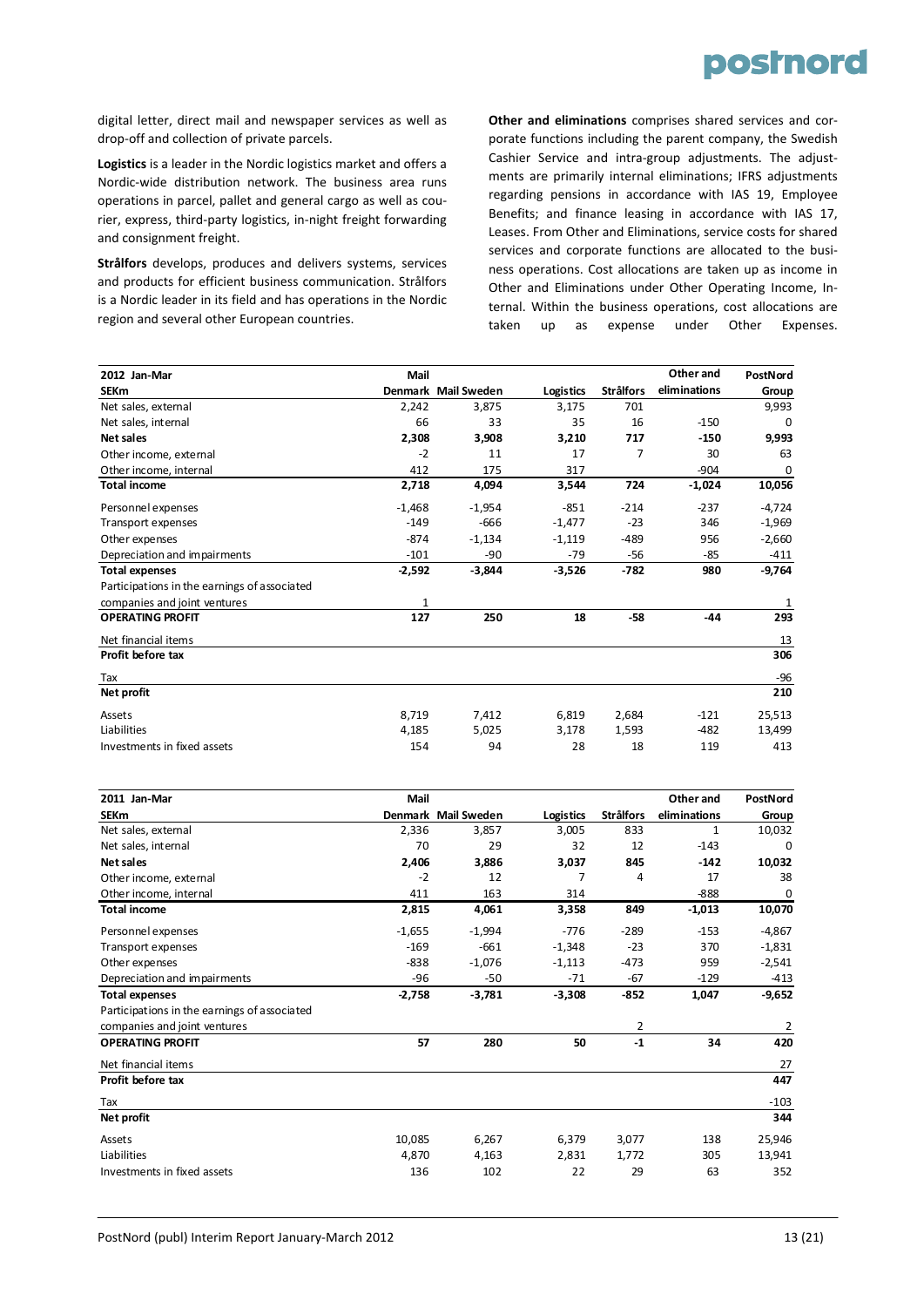digital letter, direct mail and newspaper services as well as drop-off and collection of private parcels.

**Logistics** is a leader in the Nordic logistics market and offers a Nordic-wide distribution network. The business area runs operations in parcel, pallet and general cargo as well as courier, express, third-party logistics, in-night freight forwarding and consignment freight.

**Strålfors** develops, produces and delivers systems, services and products for efficient business communication. Strålfors is a Nordic leader in its field and has operations in the Nordic region and several other European countries.

**Other and eliminations** comprises shared services and corporate functions including the parent company, the Swedish Cashier Service and intra-group adjustments. The adjustments are primarily internal eliminations; IFRS adjustments regarding pensions in accordance with IAS 19, Employee Benefits; and finance leasing in accordance with IAS 17, Leases. From Other and Eliminations, service costs for shared services and corporate functions are allocated to the business operations. Cost allocations are taken up as income in Other and Eliminations under Other Operating Income, Internal. Within the business operations, cost allocations are taken up as expense under Other Expenses.

| 2012 Jan-Mar | Mail | | | | Other and | PostNord |
|---|---|---|---|---|---|---|
| **SEKm** | **Denmark** | **Mail Sweden** | **Logistics** | **Strålfors** | **eliminations** | **Group** |
| Net sales, external | 2,242 | 3,875 | 3,175 | 701 | | 9,993 |
| Net sales, internal | 66 | 33 | 35 | 16 | -150 | 0 |
| **Net sales** | **2,308** | **3,908** | **3,210** | **717** | **-150** | **9,993** |
| Other income, external | -2 | 11 | 17 | 7 | 30 | 63 |
| Other income, internal | 412 | 175 | 317 | | -904 | 0 |
| **Total income** | **2,718** | **4,094** | **3,544** | **724** | **-1,024** | **10,056** |
| Personnel expenses | -1,468 | -1,954 | -851 | -214 | -237 | -4,724 |
| Transport expenses | -149 | -666 | -1,477 | -23 | 346 | -1,969 |
| Other expenses | -874 | -1,134 | -1,119 | -489 | 956 | -2,660 |
| Depreciation and impairments | -101 | -90 | -79 | -56 | -85 | -411 |
| **Total expenses** | **-2,592** | **-3,844** | **-3,526** | **-782** | **980** | **-9,764** |
| Participations in the earnings of associated companies and joint ventures | 1 | | | | | 1 |
| **OPERATING PROFIT** | **127** | **250** | **18** | **-58** | **-44** | **293** |
| Net financial items | | | | | | 13 |
| **Profit before tax** | | | | | | **306** |
| Tax | | | | | | -96 |
| **Net profit** | | | | | | **210** |
| Assets | 8,719 | 7,412 | 6,819 | 2,684 | -121 | 25,513 |
| Liabilities | 4,185 | 5,025 | 3,178 | 1,593 | -482 | 13,499 |
| Investments in fixed assets | 154 | 94 | 28 | 18 | 119 | 413 |

| 2011 Jan-Mar | Mail | | | | Other and | PostNord |
|---|---|---|---|---|---|---|
| **SEKm** | **Denmark** | **Mail Sweden** | **Logistics** | **Strålfors** | **eliminations** | **Group** |
| Net sales, external | 2,336 | 3,857 | 3,005 | 833 | 1 | 10,032 |
| Net sales, internal | 70 | 29 | 32 | 12 | -143 | 0 |
| **Net sales** | **2,406** | **3,886** | **3,037** | **845** | **-142** | **10,032** |
| Other income, external | -2 | 12 | 7 | 4 | 17 | 38 |
| Other income, internal | 411 | 163 | 314 | | -888 | 0 |
| **Total income** | **2,815** | **4,061** | **3,358** | **849** | **-1,013** | **10,070** |
| Personnel expenses | -1,655 | -1,994 | -776 | -289 | -153 | -4,867 |
| Transport expenses | -169 | -661 | -1,348 | -23 | 370 | -1,831 |
| Other expenses | -838 | -1,076 | -1,113 | -473 | 959 | -2,541 |
| Depreciation and impairments | -96 | -50 | -71 | -67 | -129 | -413 |
| **Total expenses** | **-2,758** | **-3,781** | **-3,308** | **-852** | **1,047** | **-9,652** |
| Participations in the earnings of associated companies and joint ventures | | | | 2 | | 2 |
| **OPERATING PROFIT** | **57** | **280** | **50** | **-1** | **34** | **420** |
| Net financial items | | | | | | 27 |
| **Profit before tax** | | | | | | **447** |
| Tax | | | | | | -103 |
| **Net profit** | | | | | | **344** |
| Assets | 10,085 | 6,267 | 6,379 | 3,077 | 138 | 25,946 |
| Liabilities | 4,870 | 4,163 | 2,831 | 1,772 | 305 | 13,941 |
| Investments in fixed assets | 136 | 102 | 22 | 29 | 63 | 352 |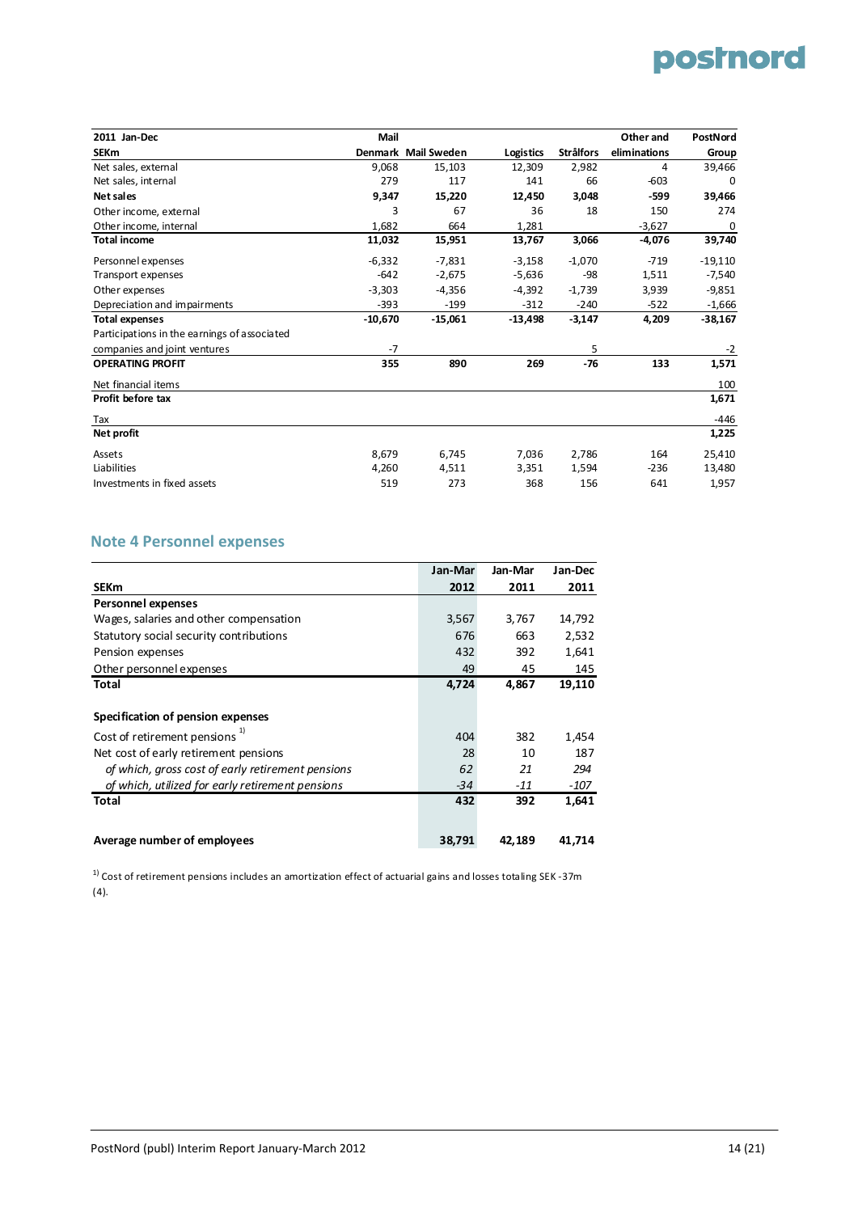| 2011 Jan-Dec | Mail | | | | Other and | PostNord |
|---|---|---|---|---|---|---|
| SEKm | Denmark | Mail Sweden | Logistics | Strålfors | eliminations | Group |
| Net sales, external | 9,068 | 15,103 | 12,309 | 2,982 | 4 | 39,466 |
| Net sales, internal | 279 | 117 | 141 | 66 | -603 | 0 |
| **Net sales** | **9,347** | **15,220** | **12,450** | **3,048** | **-599** | **39,466** |
| Other income, external | 3 | 67 | 36 | 18 | 150 | 274 |
| Other income, internal | 1,682 | 664 | 1,281 | | -3,627 | 0 |
| **Total income** | **11,032** | **15,951** | **13,767** | **3,066** | **-4,076** | **39,740** |
| Personnel expenses | -6,332 | -7,831 | -3,158 | -1,070 | -719 | -19,110 |
| Transport expenses | -642 | -2,675 | -5,636 | -98 | 1,511 | -7,540 |
| Other expenses | -3,303 | -4,356 | -4,392 | -1,739 | 3,939 | -9,851 |
| Depreciation and impairments | -393 | -199 | -312 | -240 | -522 | -1,666 |
| **Total expenses** | **-10,670** | **-15,061** | **-13,498** | **-3,147** | **4,209** | **-38,167** |
| Participations in the earnings of associated companies and joint ventures | -7 | | | 5 | | -2 |
| **OPERATING PROFIT** | **355** | **890** | **269** | **-76** | **133** | **1,571** |
| Net financial items | | | | | | 100 |
| **Profit before tax** | | | | | | **1,671** |
| Tax | | | | | | -446 |
| **Net profit** | | | | | | **1,225** |
| Assets | 8,679 | 6,745 | 7,036 | 2,786 | 164 | 25,410 |
| Liabilities | 4,260 | 4,511 | 3,351 | 1,594 | -236 | 13,480 |
| Investments in fixed assets | 519 | 273 | 368 | 156 | 641 | 1,957 |

## Note 4 Personnel expenses

| SEKm | Jan-Mar 2012 | Jan-Mar 2011 | Jan-Dec 2011 |
|---|---|---|---|
| **Personnel expenses** | | | |
| Wages, salaries and other compensation | 3,567 | 3,767 | 14,792 |
| Statutory social security contributions | 676 | 663 | 2,532 |
| Pension expenses | 432 | 392 | 1,641 |
| Other personnel expenses | 49 | 45 | 145 |
| **Total** | **4,724** | **4,867** | **19,110** |
| | | | |
| **Specification of pension expenses** | | | |
| Cost of retirement pensions [1] | 404 | 382 | 1,454 |
| Net cost of early retirement pensions | 28 | 10 | 187 |
| *of which, gross cost of early retirement pensions* | *62* | *21* | *294* |
| *of which, utilized for early retirement pensions* | *-34* | *-11* | *-107* |
| **Total** | **432** | **392** | **1,641** |
| | | | |
| **Average number of employees** | **38,791** | **42,189** | **41,714** |

[1] Cost of retirement pensions includes an amortization effect of actuarial gains and losses totaling SEK -37m (4).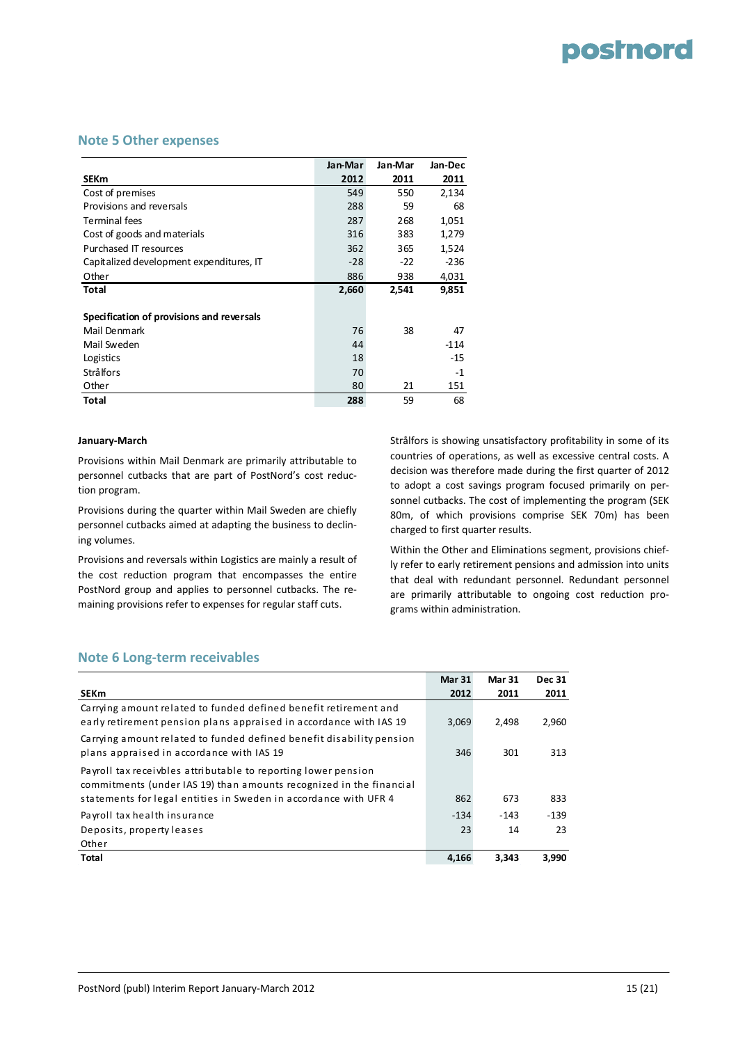## Note 5 Other expenses

| SEKm | Jan-Mar 2012 | Jan-Mar 2011 | Jan-Dec 2011 |
|---|---|---|---|
| Cost of premises | 549 | 550 | 2,134 |
| Provisions and reversals | 288 | 59 | 68 |
| Terminal fees | 287 | 268 | 1,051 |
| Cost of goods and materials | 316 | 383 | 1,279 |
| Purchased IT resources | 362 | 365 | 1,524 |
| Capitalized development expenditures, IT | -28 | -22 | -236 |
| Other | 886 | 938 | 4,031 |
| **Total** | **2,660** | **2,541** | **9,851** |
| | | | |
| **Specification of provisions and reversals** | | | |
| Mail Denmark | 76 | 38 | 47 |
| Mail Sweden | 44 | | -114 |
| Logistics | 18 | | -15 |
| Strålfors | 70 | | -1 |
| Other | 80 | 21 | 151 |
| **Total** | **288** | 59 | 68 |

**January-March**

Provisions within Mail Denmark are primarily attributable to personnel cutbacks that are part of PostNord's cost reduction program.

Provisions during the quarter within Mail Sweden are chiefly personnel cutbacks aimed at adapting the business to declining volumes.

Provisions and reversals within Logistics are mainly a result of the cost reduction program that encompasses the entire PostNord group and applies to personnel cutbacks. The remaining provisions refer to expenses for regular staff cuts.

Strålfors is showing unsatisfactory profitability in some of its countries of operations, as well as excessive central costs. A decision was therefore made during the first quarter of 2012 to adopt a cost savings program focused primarily on personnel cutbacks. The cost of implementing the program (SEK 80m, of which provisions comprise SEK 70m) has been charged to first quarter results.

Within the Other and Eliminations segment, provisions chiefly refer to early retirement pensions and admission into units that deal with redundant personnel. Redundant personnel are primarily attributable to ongoing cost reduction programs within administration.

## Note 6 Long-term receivables

| SEKm | Mar 31 2012 | Mar 31 2011 | Dec 31 2011 |
|---|---|---|---|
| Carrying amount related to funded defined benefit retirement and early retirement pension plans appraised in accordance with IAS 19 | 3,069 | 2,498 | 2,960 |
| Carrying amount related to funded defined benefit disability pension plans appraised in accordance with IAS 19 | 346 | 301 | 313 |
| Payroll tax receivbles attributable to reporting lower pension commitments (under IAS 19) than amounts recognized in the financial statements for legal entities in Sweden in accordance with UFR 4 | 862 | 673 | 833 |
| Payroll tax health insurance | -134 | -143 | -139 |
| Deposits, property leases | 23 | 14 | 23 |
| Other | | | |
| **Total** | **4,166** | **3,343** | **3,990** |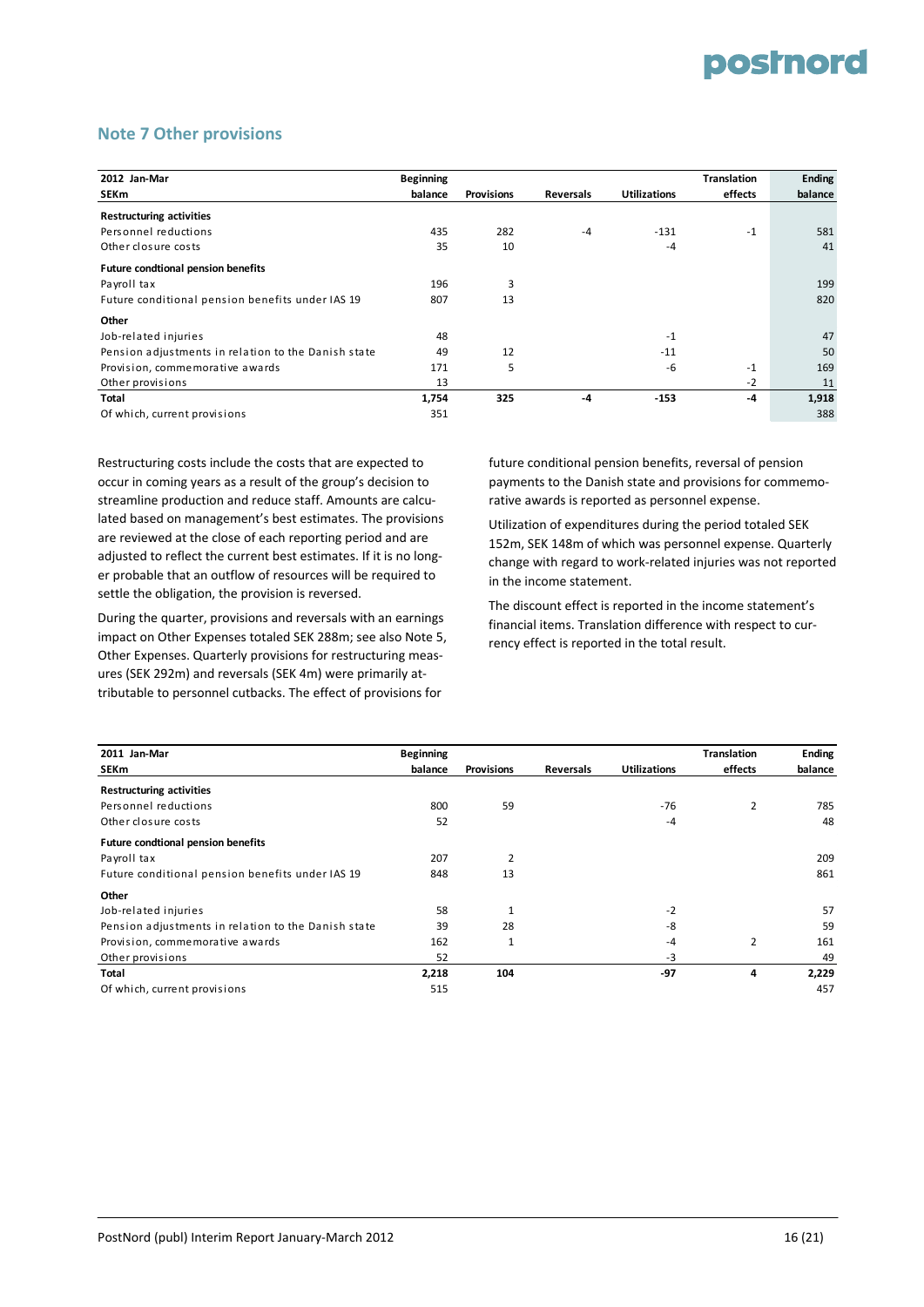## Note 7 Other provisions

| 2012 Jan-Mar SEKm | Beginning balance | Provisions | Reversals | Utilizations | Translation effects | Ending balance |
|---|---|---|---|---|---|---|
| **Restructuring activities** | | | | | | |
| Personnel reductions | 435 | 282 | -4 | -131 | -1 | 581 |
| Other closure costs | 35 | 10 | | -4 | | 41 |
| **Future condtional pension benefits** | | | | | | |
| Payroll tax | 196 | 3 | | | | 199 |
| Future conditional pension benefits under IAS 19 | 807 | 13 | | | | 820 |
| **Other** | | | | | | |
| Job-related injuries | 48 | | | -1 | | 47 |
| Pension adjustments in relation to the Danish state | 49 | 12 | | -11 | | 50 |
| Provision, commemorative awards | 171 | 5 | | -6 | -1 | 169 |
| Other provisions | 13 | | | | -2 | 11 |
| **Total** | **1,754** | **325** | **-4** | **-153** | **-4** | **1,918** |
| Of which, current provisions | 351 | | | | | 388 |

Restructuring costs include the costs that are expected to occur in coming years as a result of the group's decision to streamline production and reduce staff. Amounts are calculated based on management's best estimates. The provisions are reviewed at the close of each reporting period and are adjusted to reflect the current best estimates. If it is no longer probable that an outflow of resources will be required to settle the obligation, the provision is reversed.

During the quarter, provisions and reversals with an earnings impact on Other Expenses totaled SEK 288m; see also Note 5, Other Expenses. Quarterly provisions for restructuring measures (SEK 292m) and reversals (SEK 4m) were primarily attributable to personnel cutbacks. The effect of provisions for future conditional pension benefits, reversal of pension payments to the Danish state and provisions for commemorative awards is reported as personnel expense.

Utilization of expenditures during the period totaled SEK 152m, SEK 148m of which was personnel expense. Quarterly change with regard to work-related injuries was not reported in the income statement.

The discount effect is reported in the income statement's financial items. Translation difference with respect to currency effect is reported in the total result.

| 2011 Jan-Mar SEKm | Beginning balance | Provisions | Reversals | Utilizations | Translation effects | Ending balance |
|---|---|---|---|---|---|---|
| **Restructuring activities** | | | | | | |
| Personnel reductions | 800 | 59 | | -76 | 2 | 785 |
| Other closure costs | 52 | | | -4 | | 48 |
| **Future condtional pension benefits** | | | | | | |
| Payroll tax | 207 | 2 | | | | 209 |
| Future conditional pension benefits under IAS 19 | 848 | 13 | | | | 861 |
| **Other** | | | | | | |
| Job-related injuries | 58 | 1 | | -2 | | 57 |
| Pension adjustments in relation to the Danish state | 39 | 28 | | -8 | | 59 |
| Provision, commemorative awards | 162 | 1 | | -4 | 2 | 161 |
| Other provisions | 52 | | | -3 | | 49 |
| **Total** | **2,218** | **104** | | **-97** | **4** | **2,229** |
| Of which, current provisions | 515 | | | | | 457 |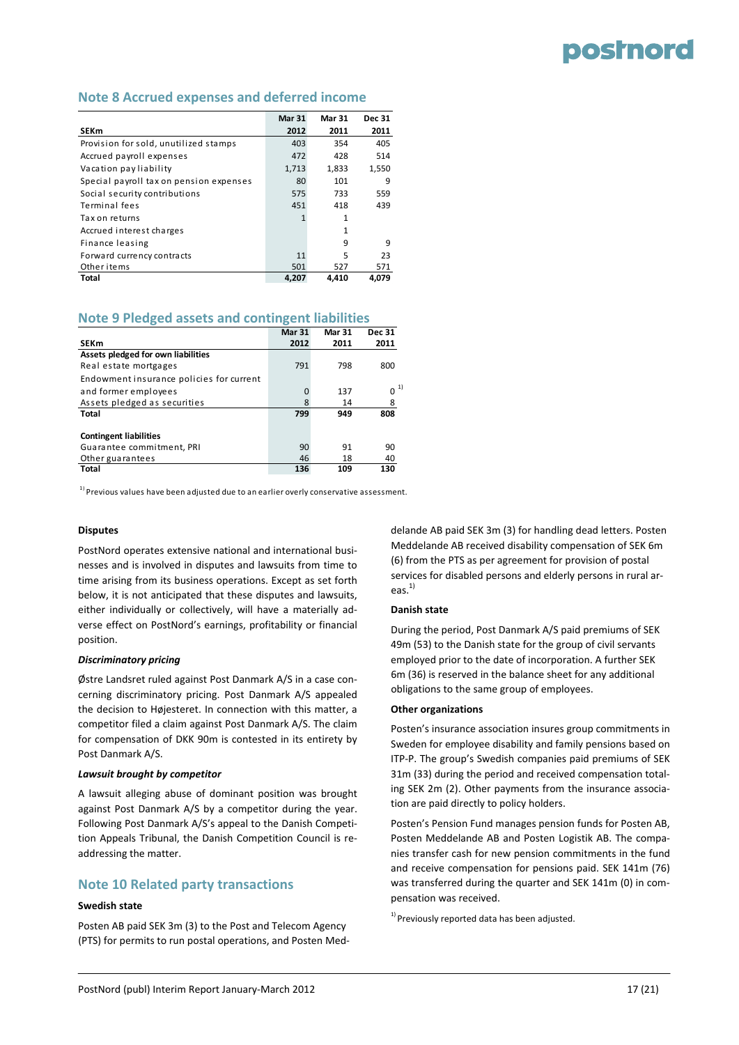## Note 8 Accrued expenses and deferred income

| SEKm | Mar 31 2012 | Mar 31 2011 | Dec 31 2011 |
|---|---|---|---|
| Provision for sold, unutilized stamps | 403 | 354 | 405 |
| Accrued payroll expenses | 472 | 428 | 514 |
| Vacation pay liability | 1,713 | 1,833 | 1,550 |
| Special payroll tax on pension expenses | 80 | 101 | 9 |
| Social security contributions | 575 | 733 | 559 |
| Terminal fees | 451 | 418 | 439 |
| Tax on returns | 1 | 1 | |
| Accrued interest charges | | 1 | |
| Finance leasing | | 9 | 9 |
| Forward currency contracts | 11 | 5 | 23 |
| Other items | 501 | 527 | 571 |
| **Total** | **4,207** | **4,410** | **4,079** |

## Note 9 Pledged assets and contingent liabilities

| SEKm | Mar 31 2012 | Mar 31 2011 | Dec 31 2011 |
|---|---|---|---|
| **Assets pledged for own liabilities** | | | |
| Real estate mortgages | 791 | 798 | 800 |
| Endowment insurance policies for current and former employees | 0 | 137 | 0 [1] |
| Assets pledged as securities | 8 | 14 | 8 |
| **Total** | **799** | **949** | **808** |
| | | | |
| **Contingent liabilities** | | | |
| Guarantee commitment, PRI | 90 | 91 | 90 |
| Other guarantees | 46 | 18 | 40 |
| **Total** | **136** | **109** | **130** |

[1] Previous values have been adjusted due to an earlier overly conservative assessment.

**Disputes**

PostNord operates extensive national and international businesses and is involved in disputes and lawsuits from time to time arising from its business operations. Except as set forth below, it is not anticipated that these disputes and lawsuits, either individually or collectively, will have a materially adverse effect on PostNord's earnings, profitability or financial position.

***Discriminatory pricing***

Østre Landsret ruled against Post Danmark A/S in a case concerning discriminatory pricing. Post Danmark A/S appealed the decision to Højesteret. In connection with this matter, a competitor filed a claim against Post Danmark A/S. The claim for compensation of DKK 90m is contested in its entirety by Post Danmark A/S.

***Lawsuit brought by competitor***

A lawsuit alleging abuse of dominant position was brought against Post Danmark A/S by a competitor during the year. Following Post Danmark A/S's appeal to the Danish Competition Appeals Tribunal, the Danish Competition Council is readdressing the matter.

## Note 10 Related party transactions

**Swedish state**

Posten AB paid SEK 3m (3) to the Post and Telecom Agency (PTS) for permits to run postal operations, and Posten Meddelande AB paid SEK 3m (3) for handling dead letters. Posten Meddelande AB received disability compensation of SEK 6m (6) from the PTS as per agreement for provision of postal services for disabled persons and elderly persons in rural areas.[1]

**Danish state**

During the period, Post Danmark A/S paid premiums of SEK 49m (53) to the Danish state for the group of civil servants employed prior to the date of incorporation. A further SEK 6m (36) is reserved in the balance sheet for any additional obligations to the same group of employees.

**Other organizations**

Posten's insurance association insures group commitments in Sweden for employee disability and family pensions based on ITP-P. The group's Swedish companies paid premiums of SEK 31m (33) during the period and received compensation totaling SEK 2m (2). Other payments from the insurance association are paid directly to policy holders.

Posten's Pension Fund manages pension funds for Posten AB, Posten Meddelande AB and Posten Logistik AB. The companies transfer cash for new pension commitments in the fund and receive compensation for pensions paid. SEK 141m (76) was transferred during the quarter and SEK 141m (0) in compensation was received.

[1] Previously reported data has been adjusted.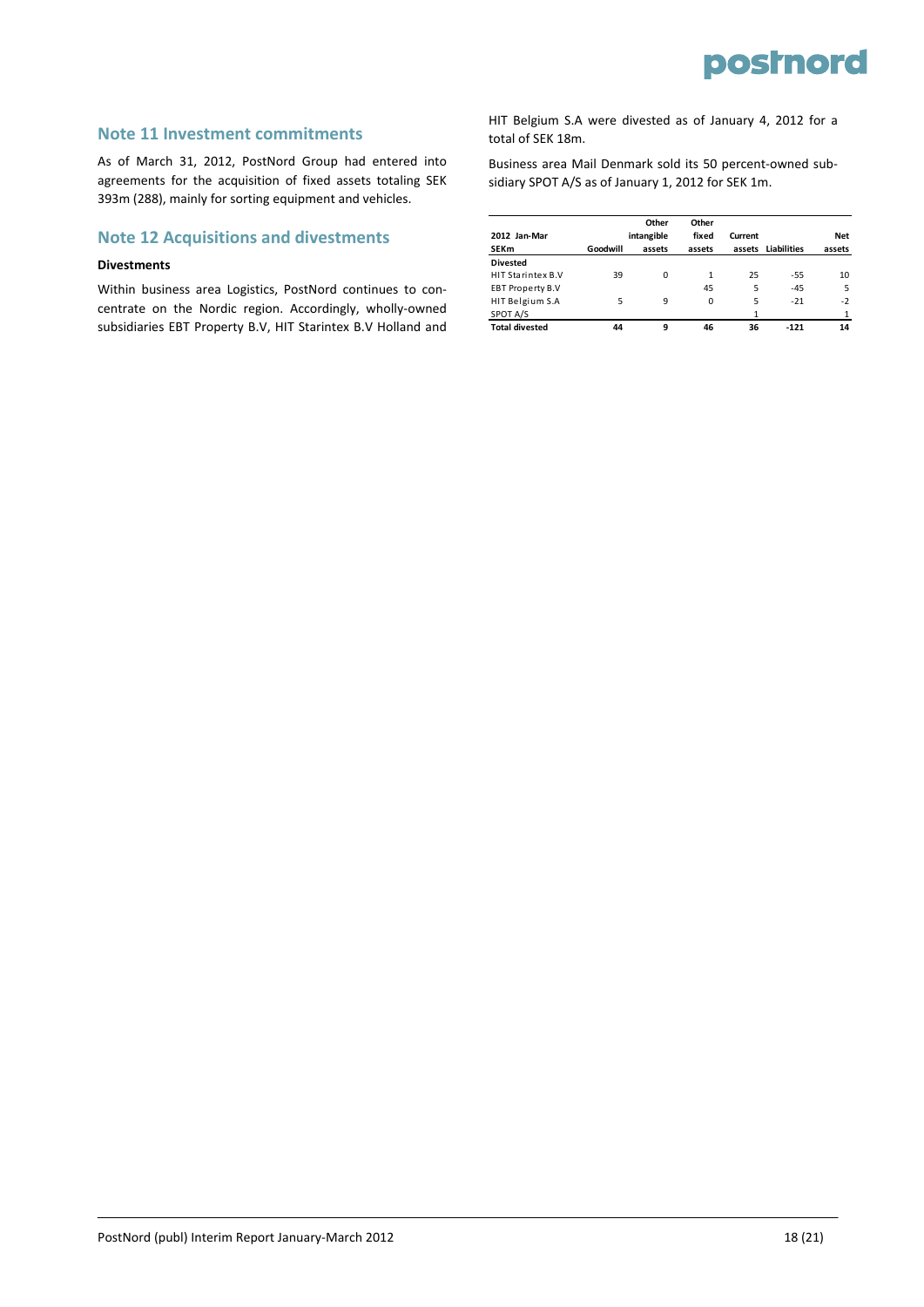## Note 11 Investment commitments

As of March 31, 2012, PostNord Group had entered into agreements for the acquisition of fixed assets totaling SEK 393m (288), mainly for sorting equipment and vehicles.

## Note 12 Acquisitions and divestments

**Divestments**

Within business area Logistics, PostNord continues to concentrate on the Nordic region. Accordingly, wholly-owned subsidiaries EBT Property B.V, HIT Starintex B.V Holland and HIT Belgium S.A were divested as of January 4, 2012 for a total of SEK 18m.

Business area Mail Denmark sold its 50 percent-owned subsidiary SPOT A/S as of January 1, 2012 for SEK 1m.

| 2012 Jan-Mar SEKm | Goodwill | Other intangible assets | Other fixed assets | Current assets | Liabilities | Net assets |
|---|---|---|---|---|---|---|
| **Divested** | | | | | | |
| HIT Starintex B.V | 39 | 0 | 1 | 25 | -55 | 10 |
| EBT Property B.V | | | 45 | 5 | -45 | 5 |
| HIT Belgium S.A | 5 | 9 | 0 | 5 | -21 | -2 |
| SPOT A/S | | | | 1 | | 1 |
| **Total divested** | **44** | **9** | **46** | **36** | **-121** | **14** |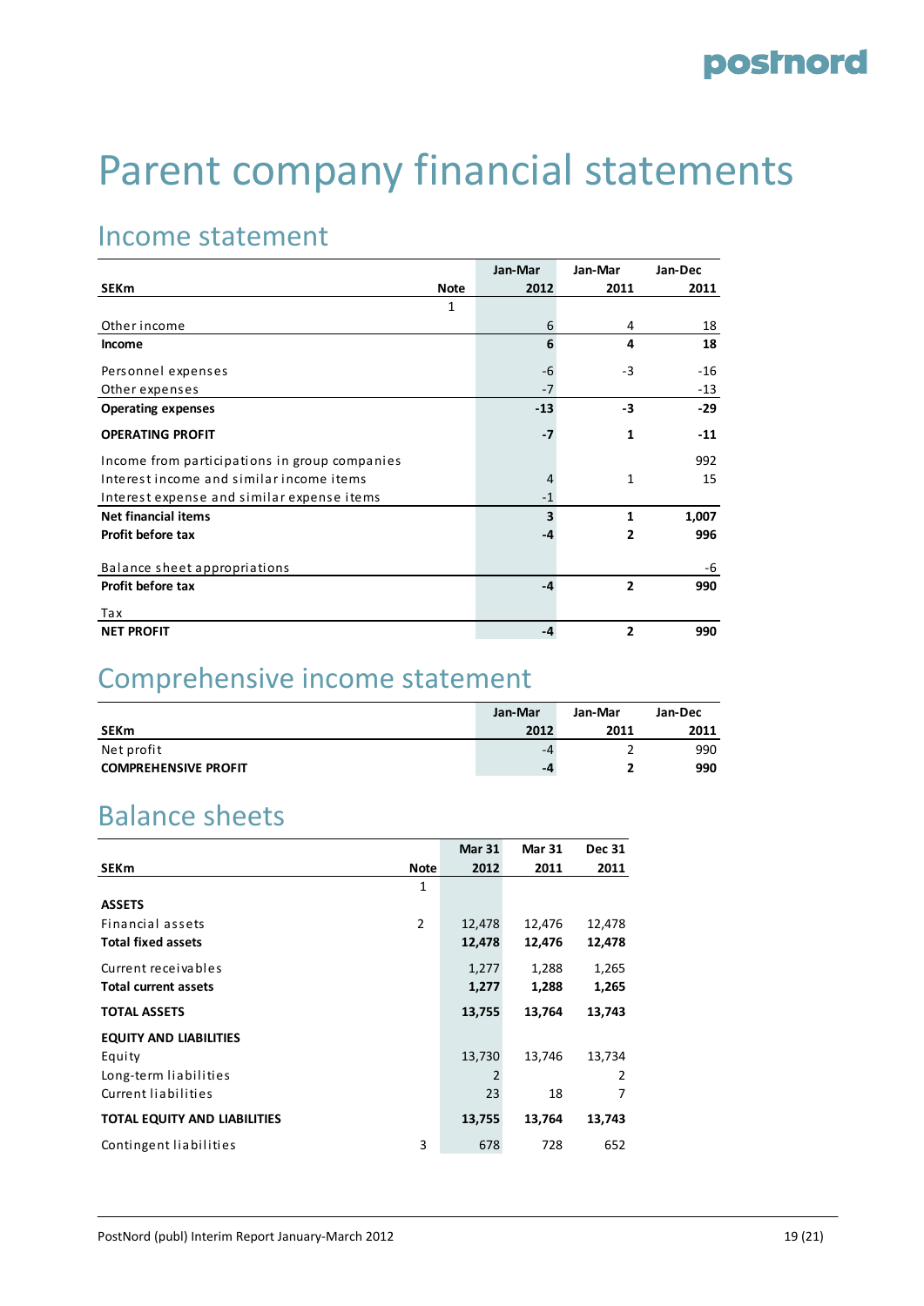# Parent company financial statements

## Income statement

| SEKm | Note | Jan-Mar 2012 | Jan-Mar 2011 | Jan-Dec 2011 |
|---|---|---|---|---|
| | 1 | | | |
| Other income | | 6 | 4 | 18 |
| **Income** | | **6** | **4** | **18** |
| Personnel expenses | | -6 | -3 | -16 |
| Other expenses | | -7 | | -13 |
| **Operating expenses** | | **-13** | **-3** | **-29** |
| **OPERATING PROFIT** | | **-7** | **1** | **-11** |
| Income from participations in group companies | | | | 992 |
| Interest income and similar income items | | 4 | 1 | 15 |
| Interest expense and similar expense items | | -1 | | |
| **Net financial items** | | **3** | **1** | **1,007** |
| **Profit before tax** | | **-4** | **2** | **996** |
| Balance sheet appropriations | | | | -6 |
| **Profit before tax** | | **-4** | **2** | **990** |
| Tax | | | | |
| **NET PROFIT** | | **-4** | **2** | **990** |

## Comprehensive income statement

| SEKm | Jan-Mar 2012 | Jan-Mar 2011 | Jan-Dec 2011 |
|---|---|---|---|
| Net profit | -4 | 2 | 990 |
| **COMPREHENSIVE PROFIT** | **-4** | **2** | **990** |

## Balance sheets

| SEKm | Note | Mar 31 2012 | Mar 31 2011 | Dec 31 2011 |
|---|---|---|---|---|
| | 1 | | | |
| **ASSETS** | | | | |
| Financial assets | 2 | 12,478 | 12,476 | 12,478 |
| **Total fixed assets** | | **12,478** | **12,476** | **12,478** |
| Current receivables | | 1,277 | 1,288 | 1,265 |
| **Total current assets** | | **1,277** | **1,288** | **1,265** |
| **TOTAL ASSETS** | | **13,755** | **13,764** | **13,743** |
| **EQUITY AND LIABILITIES** | | | | |
| Equity | | 13,730 | 13,746 | 13,734 |
| Long-term liabilities | | 2 | | 2 |
| Current liabilities | | 23 | 18 | 7 |
| **TOTAL EQUITY AND LIABILITIES** | | **13,755** | **13,764** | **13,743** |
| Contingent liabilities | 3 | 678 | 728 | 652 |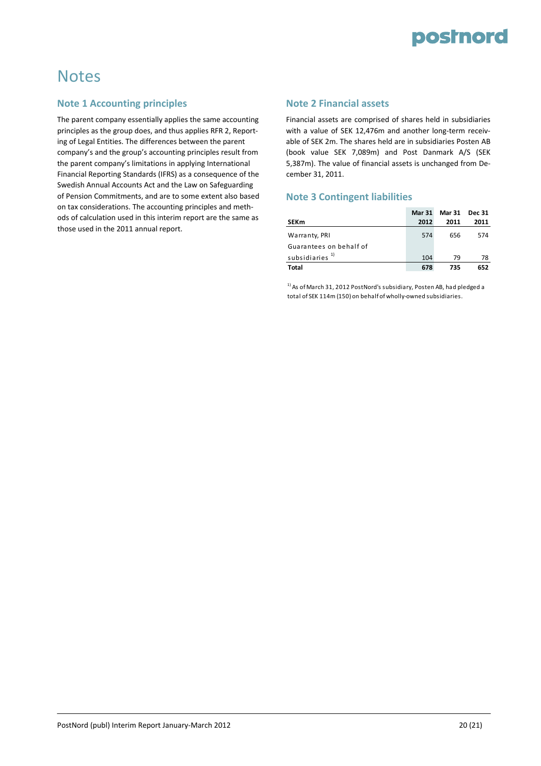# Notes

## Note 1 Accounting principles

The parent company essentially applies the same accounting principles as the group does, and thus applies RFR 2, Reporting of Legal Entities. The differences between the parent company's and the group's accounting principles result from the parent company's limitations in applying International Financial Reporting Standards (IFRS) as a consequence of the Swedish Annual Accounts Act and the Law on Safeguarding of Pension Commitments, and are to some extent also based on tax considerations. The accounting principles and methods of calculation used in this interim report are the same as those used in the 2011 annual report.

## Note 2 Financial assets

Financial assets are comprised of shares held in subsidiaries with a value of SEK 12,476m and another long-term receivable of SEK 2m. The shares held are in subsidiaries Posten AB (book value SEK 7,089m) and Post Danmark A/S (SEK 5,387m). The value of financial assets is unchanged from December 31, 2011.

## Note 3 Contingent liabilities

| SEKm | Mar 31 2012 | Mar 31 2011 | Dec 31 2011 |
|---|---|---|---|
| Warranty, PRI | 574 | 656 | 574 |
| Guarantees on behalf of subsidiaries [1] | 104 | 79 | 78 |
| **Total** | **678** | **735** | **652** |

[1] As of March 31, 2012 PostNord's subsidiary, Posten AB, had pledged a total of SEK 114m (150) on behalf of wholly-owned subsidiaries.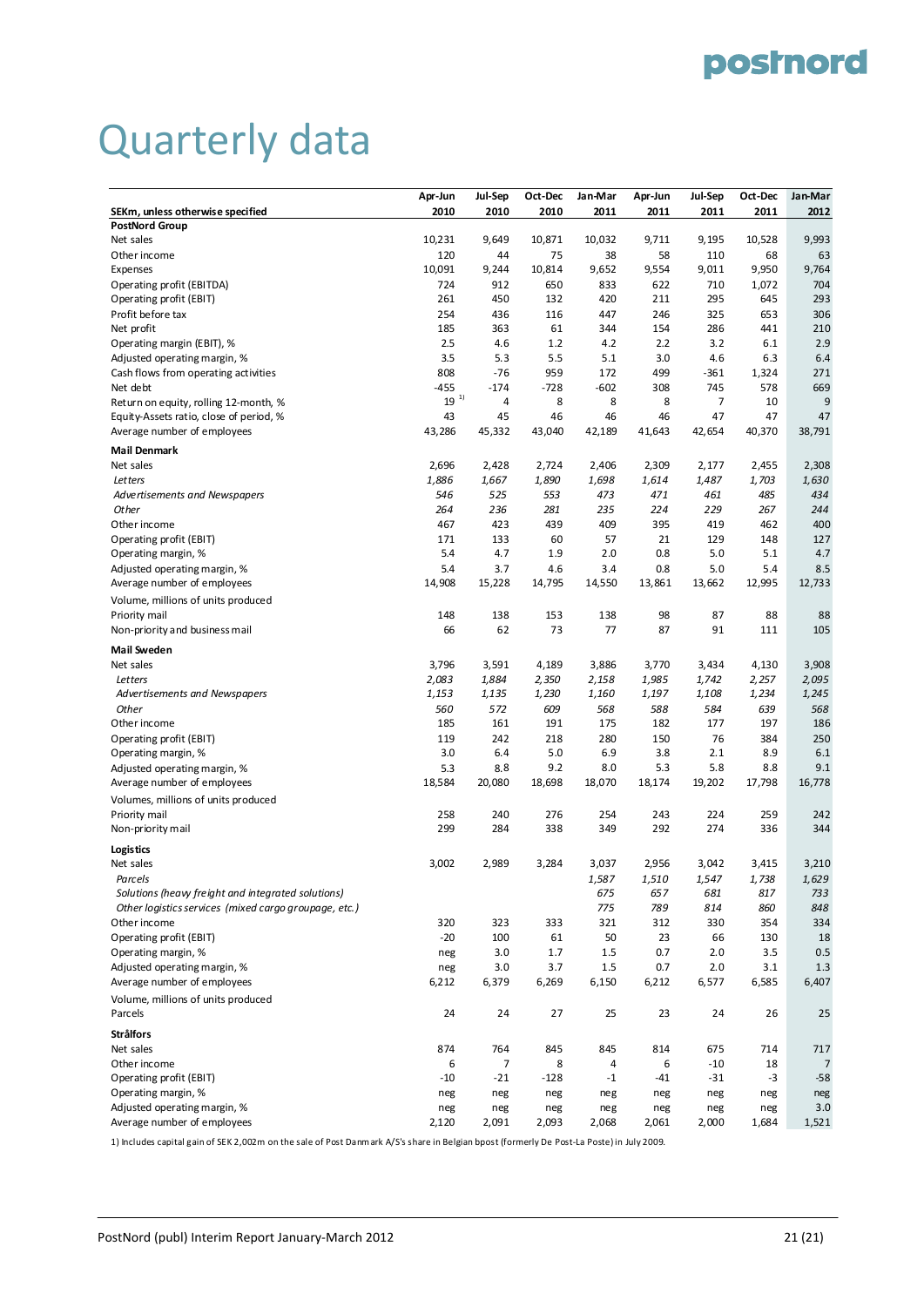# Quarterly data

| SEKm, unless otherwise specified | Apr-Jun 2010 | Jul-Sep 2010 | Oct-Dec 2010 | Jan-Mar 2011 | Apr-Jun 2011 | Jul-Sep 2011 | Oct-Dec 2011 | Jan-Mar 2012 |
|---|---|---|---|---|---|---|---|---|
| **PostNord Group** | | | | | | | | |
| Net sales | 10,231 | 9,649 | 10,871 | 10,032 | 9,711 | 9,195 | 10,528 | 9,993 |
| Other income | 120 | 44 | 75 | 38 | 58 | 110 | 68 | 63 |
| Expenses | 10,091 | 9,244 | 10,814 | 9,652 | 9,554 | 9,011 | 9,950 | 9,764 |
| Operating profit (EBITDA) | 724 | 912 | 650 | 833 | 622 | 710 | 1,072 | 704 |
| Operating profit (EBIT) | 261 | 450 | 132 | 420 | 211 | 295 | 645 | 293 |
| Profit before tax | 254 | 436 | 116 | 447 | 246 | 325 | 653 | 306 |
| Net profit | 185 | 363 | 61 | 344 | 154 | 286 | 441 | 210 |
| Operating margin (EBIT), % | 2.5 | 4.6 | 1.2 | 4.2 | 2.2 | 3.2 | 6.1 | 2.9 |
| Adjusted operating margin, % | 3.5 | 5.3 | 5.5 | 5.1 | 3.0 | 4.6 | 6.3 | 6.4 |
| Cash flows from operating activities | 808 | -76 | 959 | 172 | 499 | -361 | 1,324 | 271 |
| Net debt | -455 | -174 | -728 | -602 | 308 | 745 | 578 | 669 |
| Return on equity, rolling 12-month, % | 19 [1] | 4 | 8 | 8 | 8 | 7 | 10 | 9 |
| Equity-Assets ratio, close of period, % | 43 | 45 | 46 | 46 | 46 | 47 | 47 | 47 |
| Average number of employees | 43,286 | 45,332 | 43,040 | 42,189 | 41,643 | 42,654 | 40,370 | 38,791 |
| **Mail Denmark** | | | | | | | | |
| Net sales | 2,696 | 2,428 | 2,724 | 2,406 | 2,309 | 2,177 | 2,455 | 2,308 |
| *Letters* | *1,886* | *1,667* | *1,890* | *1,698* | *1,614* | *1,487* | *1,703* | *1,630* |
| *Advertisements and Newspapers* | *546* | *525* | *553* | *473* | *471* | *461* | *485* | *434* |
| *Other* | *264* | *236* | *281* | *235* | *224* | *229* | *267* | *244* |
| Other income | 467 | 423 | 439 | 409 | 395 | 419 | 462 | 400 |
| Operating profit (EBIT) | 171 | 133 | 60 | 57 | 21 | 129 | 148 | 127 |
| Operating margin, % | 5.4 | 4.7 | 1.9 | 2.0 | 0.8 | 5.0 | 5.1 | 4.7 |
| Adjusted operating margin, % | 5.4 | 3.7 | 4.6 | 3.4 | 0.8 | 5.0 | 5.4 | 8.5 |
| Average number of employees | 14,908 | 15,228 | 14,795 | 14,550 | 13,861 | 13,662 | 12,995 | 12,733 |
| Volume, millions of units produced | | | | | | | | |
| Priority mail | 148 | 138 | 153 | 138 | 98 | 87 | 88 | 88 |
| Non-priority and business mail | 66 | 62 | 73 | 77 | 87 | 91 | 111 | 105 |
| **Mail Sweden** | | | | | | | | |
| Net sales | 3,796 | 3,591 | 4,189 | 3,886 | 3,770 | 3,434 | 4,130 | 3,908 |
| *Letters* | *2,083* | *1,884* | *2,350* | *2,158* | *1,985* | *1,742* | *2,257* | *2,095* |
| *Advertisements and Newspapers* | *1,153* | *1,135* | *1,230* | *1,160* | *1,197* | *1,108* | *1,234* | *1,245* |
| *Other* | *560* | *572* | *609* | *568* | *588* | *584* | *639* | *568* |
| Other income | 185 | 161 | 191 | 175 | 182 | 177 | 197 | 186 |
| Operating profit (EBIT) | 119 | 242 | 218 | 280 | 150 | 76 | 384 | 250 |
| Operating margin, % | 3.0 | 6.4 | 5.0 | 6.9 | 3.8 | 2.1 | 8.9 | 6.1 |
| Adjusted operating margin, % | 5.3 | 8.8 | 9.2 | 8.0 | 5.3 | 5.8 | 8.8 | 9.1 |
| Average number of employees | 18,584 | 20,080 | 18,698 | 18,070 | 18,174 | 19,202 | 17,798 | 16,778 |
| Volumes, millions of units produced | | | | | | | | |
| Priority mail | 258 | 240 | 276 | 254 | 243 | 224 | 259 | 242 |
| Non-priority mail | 299 | 284 | 338 | 349 | 292 | 274 | 336 | 344 |
| **Logistics** | | | | | | | | |
| Net sales | 3,002 | 2,989 | 3,284 | 3,037 | 2,956 | 3,042 | 3,415 | 3,210 |
| *Parcels* | | | | *1,587* | *1,510* | *1,547* | *1,738* | *1,629* |
| *Solutions (heavy freight and integrated solutions)* | | | | *675* | *657* | *681* | *817* | *733* |
| *Other logistics services (mixed cargo groupage, etc.)* | | | | *775* | *789* | *814* | *860* | *848* |
| Other income | 320 | 323 | 333 | 321 | 312 | 330 | 354 | 334 |
| Operating profit (EBIT) | -20 | 100 | 61 | 50 | 23 | 66 | 130 | 18 |
| Operating margin, % | neg | 3.0 | 1.7 | 1.5 | 0.7 | 2.0 | 3.5 | 0.5 |
| Adjusted operating margin, % | neg | 3.0 | 3.7 | 1.5 | 0.7 | 2.0 | 3.1 | 1.3 |
| Average number of employees | 6,212 | 6,379 | 6,269 | 6,150 | 6,212 | 6,577 | 6,585 | 6,407 |
| Volume, millions of units produced | | | | | | | | |
| Parcels | 24 | 24 | 27 | 25 | 23 | 24 | 26 | 25 |
| **Strålfors** | | | | | | | | |
| Net sales | 874 | 764 | 845 | 845 | 814 | 675 | 714 | 717 |
| Other income | 6 | 7 | 8 | 4 | 6 | -10 | 18 | 7 |
| Operating profit (EBIT) | -10 | -21 | -128 | -1 | -41 | -31 | -3 | -58 |
| Operating margin, % | neg | neg | neg | neg | neg | neg | neg | neg |
| Adjusted operating margin, % | neg | neg | neg | neg | neg | neg | neg | 3.0 |
| Average number of employees | 2,120 | 2,091 | 2,093 | 2,068 | 2,061 | 2,000 | 1,684 | 1,521 |

1) Includes capital gain of SEK 2,002m on the sale of Post Danmark A/S's share in Belgian bpost (formerly De Post-La Poste) in July 2009.